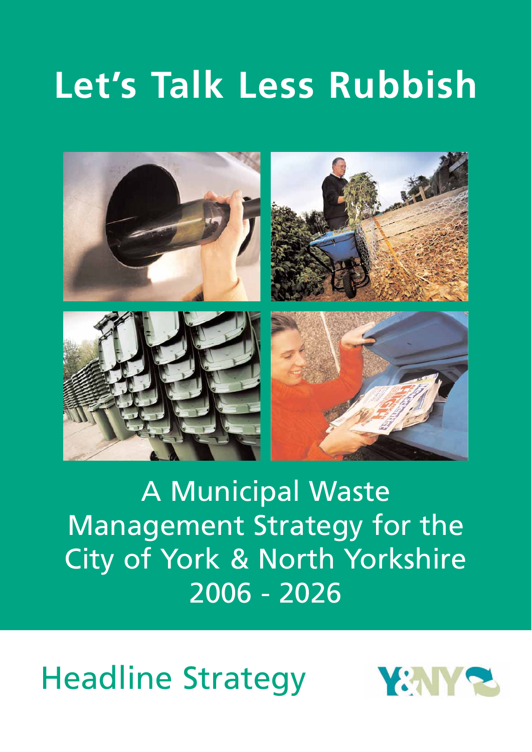# Let's Talk Less Rubbish

A Municipal Waste Management Strategy for the City of York & North Yorkshire 2006 - 2026

## Headline Strategy

Y&NY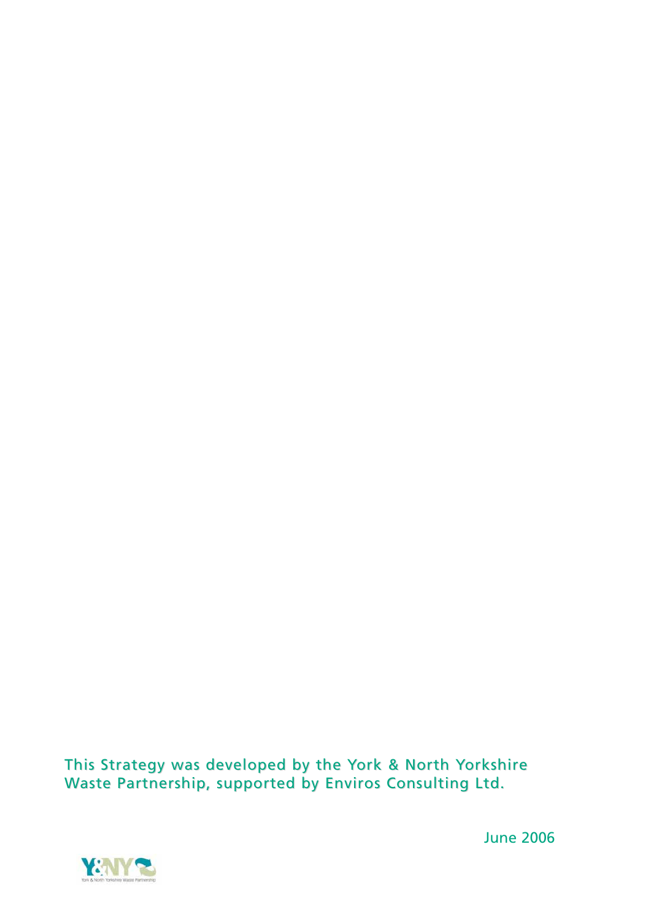This Strategy was developed by the York & North Yorkshire Waste Partnership, supported by Enviros Consulting Ltd.

June 2006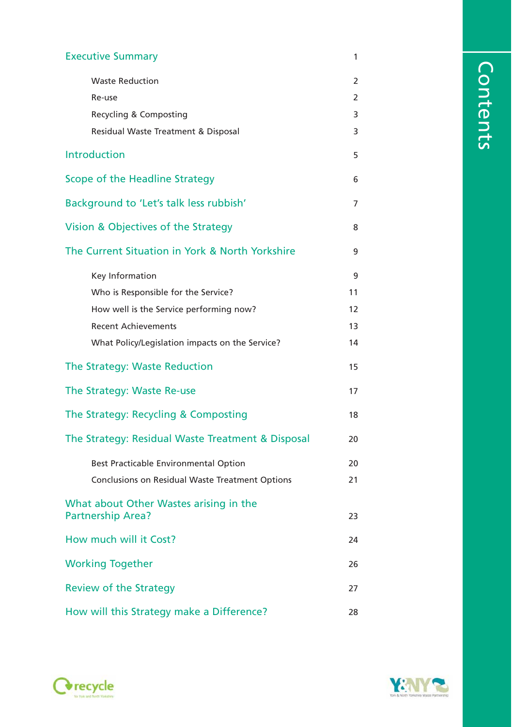# Contents

| | |
|---|---|
| **Executive Summary** | 1 |
| Waste Reduction | 2 |
| Re-use | 2 |
| Recycling & Composting | 3 |
| Residual Waste Treatment & Disposal | 3 |
| **Introduction** | 5 |
| **Scope of the Headline Strategy** | 6 |
| **Background to 'Let's talk less rubbish'** | 7 |
| **Vision & Objectives of the Strategy** | 8 |
| **The Current Situation in York & North Yorkshire** | 9 |
| Key Information | 9 |
| Who is Responsible for the Service? | 11 |
| How well is the Service performing now? | 12 |
| Recent Achievements | 13 |
| What Policy/Legislation impacts on the Service? | 14 |
| **The Strategy: Waste Reduction** | 15 |
| **The Strategy: Waste Re-use** | 17 |
| **The Strategy: Recycling & Composting** | 18 |
| **The Strategy: Residual Waste Treatment & Disposal** | 20 |
| Best Practicable Environmental Option | 20 |
| Conclusions on Residual Waste Treatment Options | 21 |
| **What about Other Wastes arising in the Partnership Area?** | 23 |
| **How much will it Cost?** | 24 |
| **Working Together** | 26 |
| **Review of the Strategy** | 27 |
| **How will this Strategy make a Difference?** | 28 |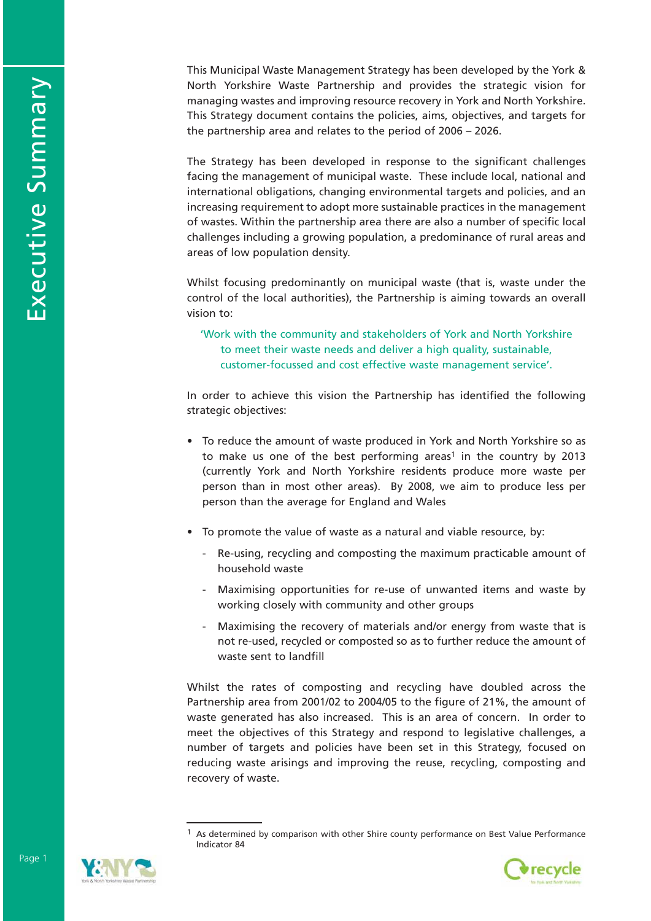# Executive Summary

This Municipal Waste Management Strategy has been developed by the York & North Yorkshire Waste Partnership and provides the strategic vision for managing wastes and improving resource recovery in York and North Yorkshire. This Strategy document contains the policies, aims, objectives, and targets for the partnership area and relates to the period of 2006 – 2026.

The Strategy has been developed in response to the significant challenges facing the management of municipal waste. These include local, national and international obligations, changing environmental targets and policies, and an increasing requirement to adopt more sustainable practices in the management of wastes. Within the partnership area there are also a number of specific local challenges including a growing population, a predominance of rural areas and areas of low population density.

Whilst focusing predominantly on municipal waste (that is, waste under the control of the local authorities), the Partnership is aiming towards an overall vision to:

> 'Work with the community and stakeholders of York and North Yorkshire to meet their waste needs and deliver a high quality, sustainable, customer-focussed and cost effective waste management service'.

In order to achieve this vision the Partnership has identified the following strategic objectives:

- To reduce the amount of waste produced in York and North Yorkshire so as to make us one of the best performing areas[1] in the country by 2013 (currently York and North Yorkshire residents produce more waste per person than in most other areas). By 2008, we aim to produce less per person than the average for England and Wales
- To promote the value of waste as a natural and viable resource, by:
  - Re-using, recycling and composting the maximum practicable amount of household waste
  - Maximising opportunities for re-use of unwanted items and waste by working closely with community and other groups
  - Maximising the recovery of materials and/or energy from waste that is not re-used, recycled or composted so as to further reduce the amount of waste sent to landfill

Whilst the rates of composting and recycling have doubled across the Partnership area from 2001/02 to 2004/05 to the figure of 21%, the amount of waste generated has also increased. This is an area of concern. In order to meet the objectives of this Strategy and respond to legislative challenges, a number of targets and policies have been set in this Strategy, focused on reducing waste arisings and improving the reuse, recycling, composting and recovery of waste.

[1] As determined by comparison with other Shire county performance on Best Value Performance Indicator 84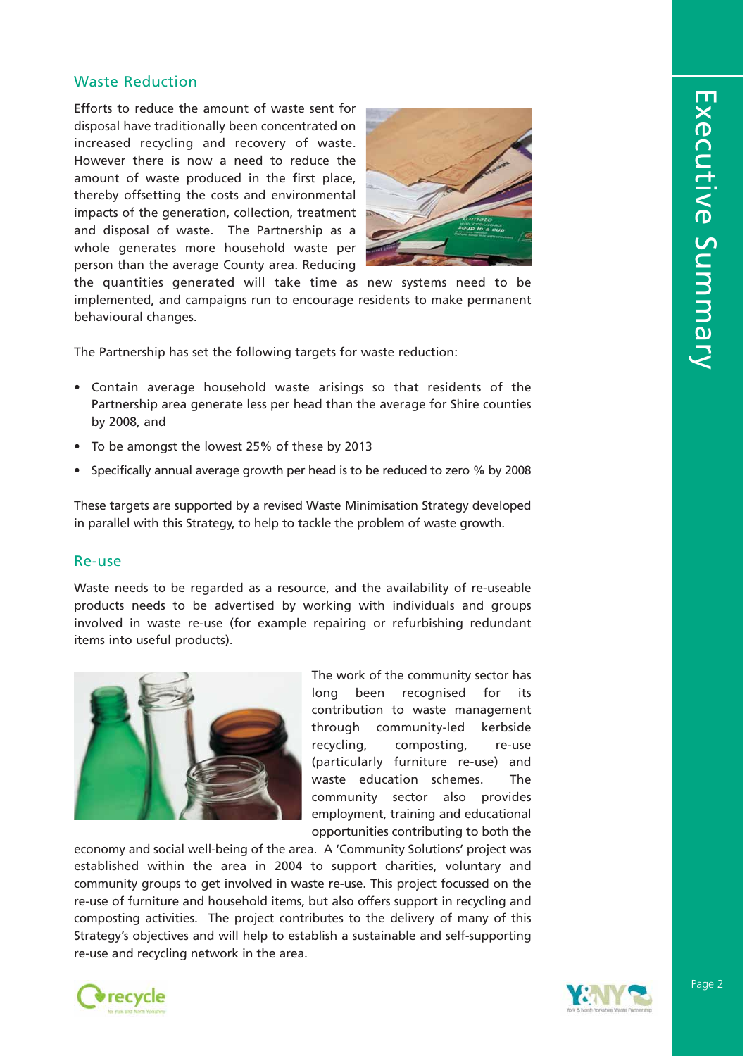## Waste Reduction

Efforts to reduce the amount of waste sent for disposal have traditionally been concentrated on increased recycling and recovery of waste. However there is now a need to reduce the amount of waste produced in the first place, thereby offsetting the costs and environmental impacts of the generation, collection, treatment and disposal of waste. The Partnership as a whole generates more household waste per person than the average County area. Reducing the quantities generated will take time as new systems need to be implemented, and campaigns run to encourage residents to make permanent behavioural changes.

The Partnership has set the following targets for waste reduction:

- Contain average household waste arisings so that residents of the Partnership area generate less per head than the average for Shire counties by 2008, and
- To be amongst the lowest 25% of these by 2013
- Specifically annual average growth per head is to be reduced to zero % by 2008

These targets are supported by a revised Waste Minimisation Strategy developed in parallel with this Strategy, to help to tackle the problem of waste growth.

## Re-use

Waste needs to be regarded as a resource, and the availability of re-useable products needs to be advertised by working with individuals and groups involved in waste re-use (for example repairing or refurbishing redundant items into useful products).

The work of the community sector has long been recognised for its contribution to waste management through community-led kerbside recycling, composting, re-use (particularly furniture re-use) and waste education schemes. The community sector also provides employment, training and educational opportunities contributing to both the economy and social well-being of the area. A 'Community Solutions' project was established within the area in 2004 to support charities, voluntary and community groups to get involved in waste re-use. This project focussed on the re-use of furniture and household items, but also offers support in recycling and composting activities. The project contributes to the delivery of many of this Strategy's objectives and will help to establish a sustainable and self-supporting re-use and recycling network in the area.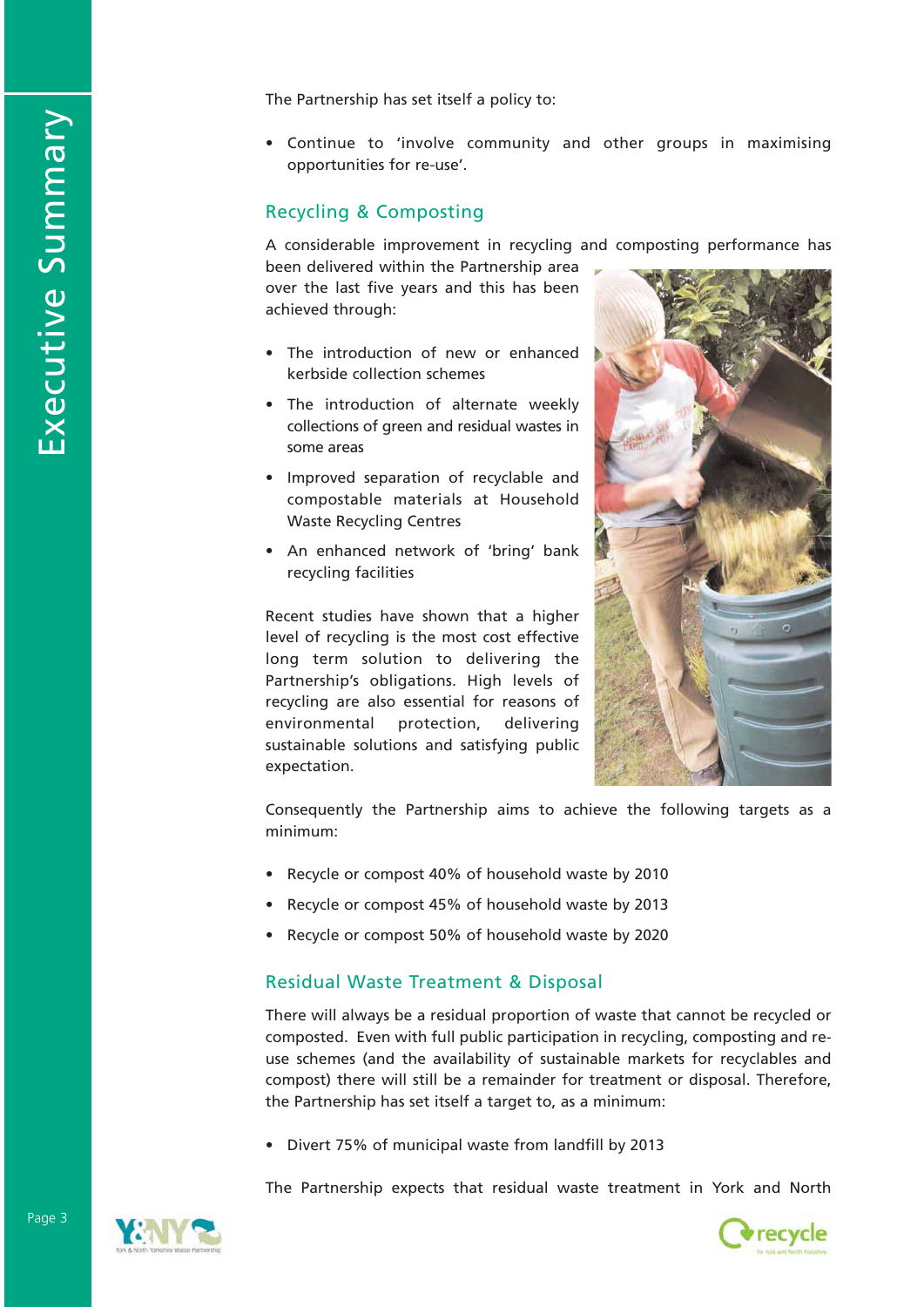The Partnership has set itself a policy to:

- Continue to 'involve community and other groups in maximising opportunities for re-use'.

## Recycling & Composting

A considerable improvement in recycling and composting performance has been delivered within the Partnership area over the last five years and this has been achieved through:

- The introduction of new or enhanced kerbside collection schemes
- The introduction of alternate weekly collections of green and residual wastes in some areas
- Improved separation of recyclable and compostable materials at Household Waste Recycling Centres
- An enhanced network of 'bring' bank recycling facilities

Recent studies have shown that a higher level of recycling is the most cost effective long term solution to delivering the Partnership's obligations. High levels of recycling are also essential for reasons of environmental protection, delivering sustainable solutions and satisfying public expectation.

Consequently the Partnership aims to achieve the following targets as a minimum:

- Recycle or compost 40% of household waste by 2010
- Recycle or compost 45% of household waste by 2013
- Recycle or compost 50% of household waste by 2020

## Residual Waste Treatment & Disposal

There will always be a residual proportion of waste that cannot be recycled or composted. Even with full public participation in recycling, composting and re-use schemes (and the availability of sustainable markets for recyclables and compost) there will still be a remainder for treatment or disposal. Therefore, the Partnership has set itself a target to, as a minimum:

- Divert 75% of municipal waste from landfill by 2013

The Partnership expects that residual waste treatment in York and North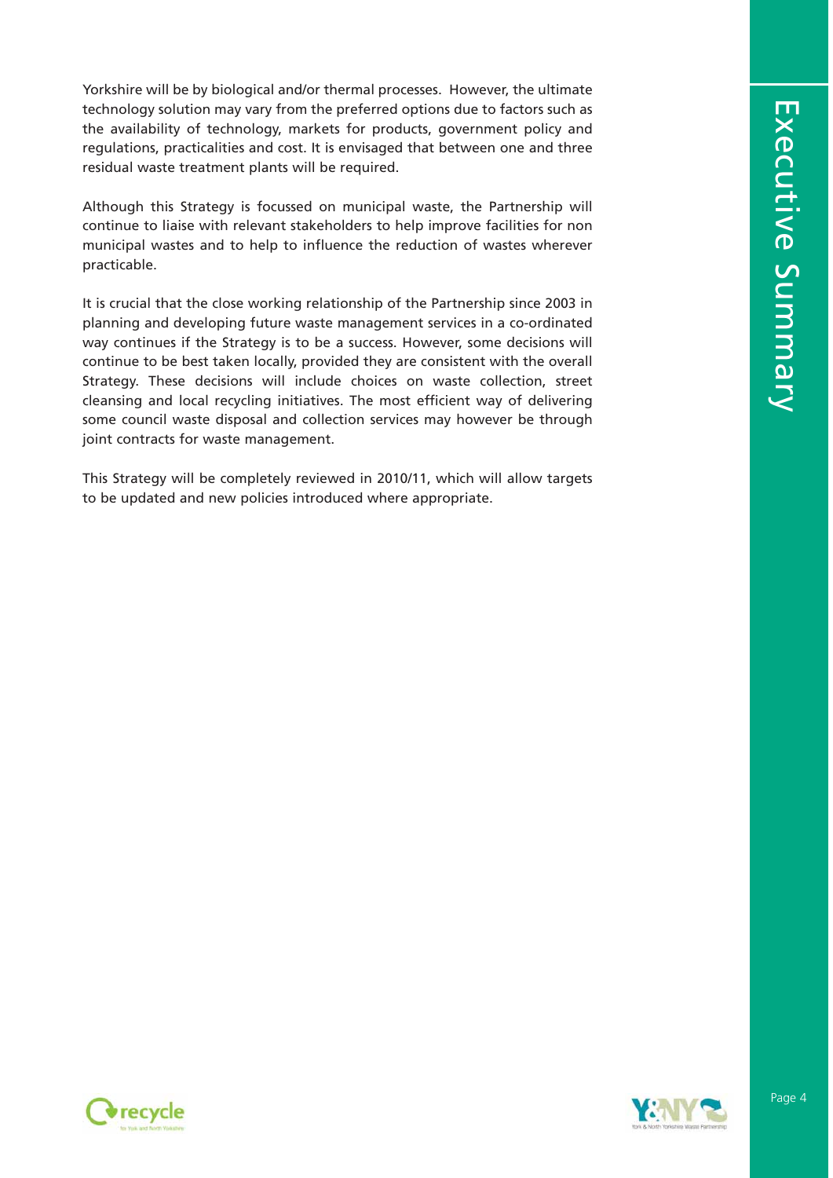Yorkshire will be by biological and/or thermal processes. However, the ultimate technology solution may vary from the preferred options due to factors such as the availability of technology, markets for products, government policy and regulations, practicalities and cost. It is envisaged that between one and three residual waste treatment plants will be required.

Although this Strategy is focussed on municipal waste, the Partnership will continue to liaise with relevant stakeholders to help improve facilities for non municipal wastes and to help to influence the reduction of wastes wherever practicable.

It is crucial that the close working relationship of the Partnership since 2003 in planning and developing future waste management services in a co-ordinated way continues if the Strategy is to be a success. However, some decisions will continue to be best taken locally, provided they are consistent with the overall Strategy. These decisions will include choices on waste collection, street cleansing and local recycling initiatives. The most efficient way of delivering some council waste disposal and collection services may however be through joint contracts for waste management.

This Strategy will be completely reviewed in 2010/11, which will allow targets to be updated and new policies introduced where appropriate.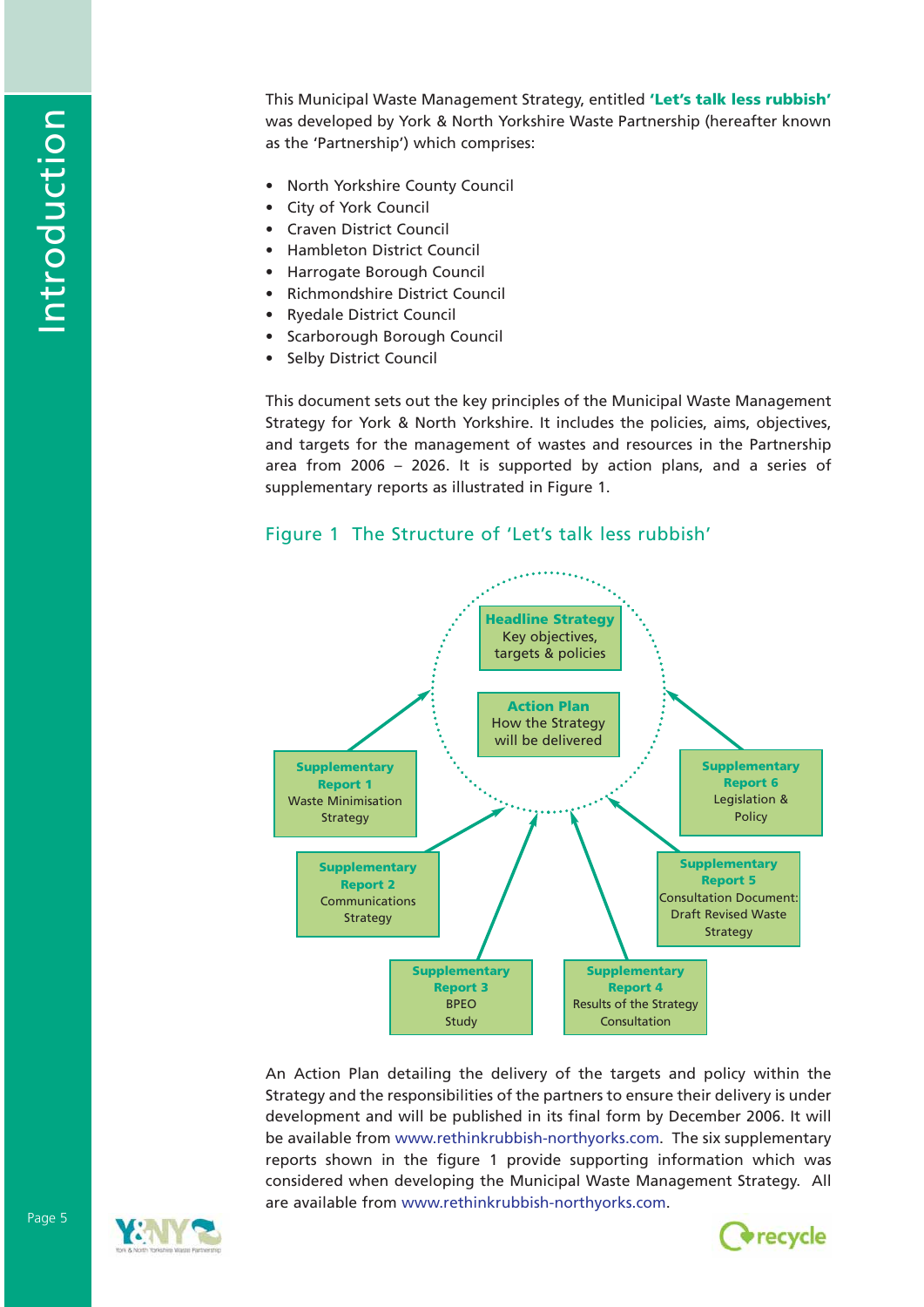# Introduction

This Municipal Waste Management Strategy, entitled **'Let's talk less rubbish'** was developed by York & North Yorkshire Waste Partnership (hereafter known as the 'Partnership') which comprises:

- North Yorkshire County Council
- City of York Council
- Craven District Council
- Hambleton District Council
- Harrogate Borough Council
- Richmondshire District Council
- Ryedale District Council
- Scarborough Borough Council
- Selby District Council

This document sets out the key principles of the Municipal Waste Management Strategy for York & North Yorkshire. It includes the policies, aims, objectives, and targets for the management of wastes and resources in the Partnership area from 2006 – 2026. It is supported by action plans, and a series of supplementary reports as illustrated in Figure 1.

## Figure 1 The Structure of 'Let's talk less rubbish'

**Headline Strategy**
Key objectives, targets & policies

**Action Plan**
How the Strategy will be delivered

**Supplementary Report 1**
Waste Minimisation Strategy

**Supplementary Report 2**
Communications Strategy

**Supplementary Report 3**
BPEO Study

**Supplementary Report 4**
Results of the Strategy Consultation

**Supplementary Report 5**
Consultation Document: Draft Revised Waste Strategy

**Supplementary Report 6**
Legislation & Policy

An Action Plan detailing the delivery of the targets and policy within the Strategy and the responsibilities of the partners to ensure their delivery is under development and will be published in its final form by December 2006. It will be available from www.rethinkrubbish-northyorks.com. The six supplementary reports shown in the figure 1 provide supporting information which was considered when developing the Municipal Waste Management Strategy. All are available from www.rethinkrubbish-northyorks.com.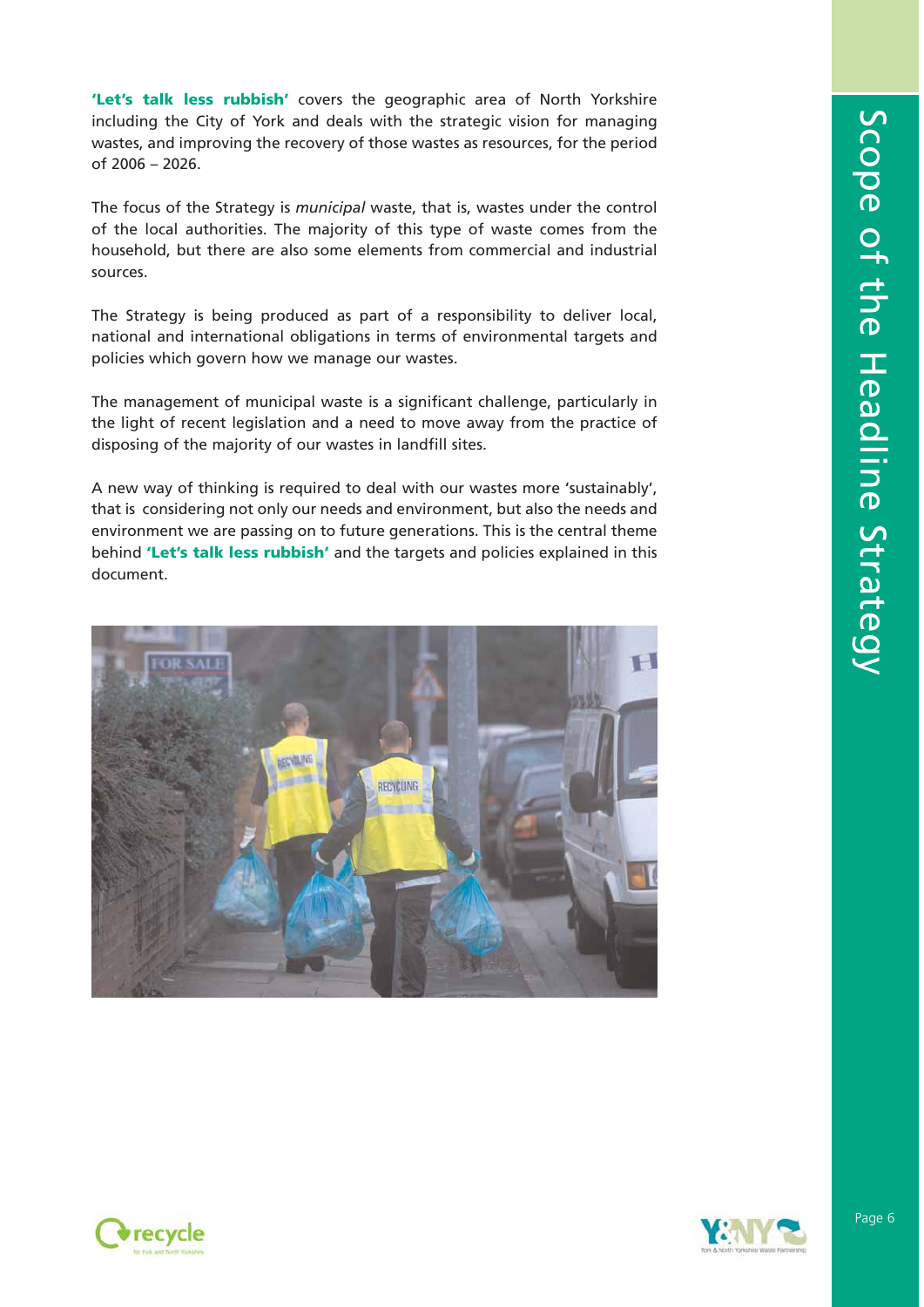# Scope of the Headline Strategy

**'Let's talk less rubbish'** covers the geographic area of North Yorkshire including the City of York and deals with the strategic vision for managing wastes, and improving the recovery of those wastes as resources, for the period of 2006 – 2026.

The focus of the Strategy is *municipal* waste, that is, wastes under the control of the local authorities. The majority of this type of waste comes from the household, but there are also some elements from commercial and industrial sources.

The Strategy is being produced as part of a responsibility to deliver local, national and international obligations in terms of environmental targets and policies which govern how we manage our wastes.

The management of municipal waste is a significant challenge, particularly in the light of recent legislation and a need to move away from the practice of disposing of the majority of our wastes in landfill sites.

A new way of thinking is required to deal with our wastes more 'sustainably', that is considering not only our needs and environment, but also the needs and environment we are passing on to future generations. This is the central theme behind **'Let's talk less rubbish'** and the targets and policies explained in this document.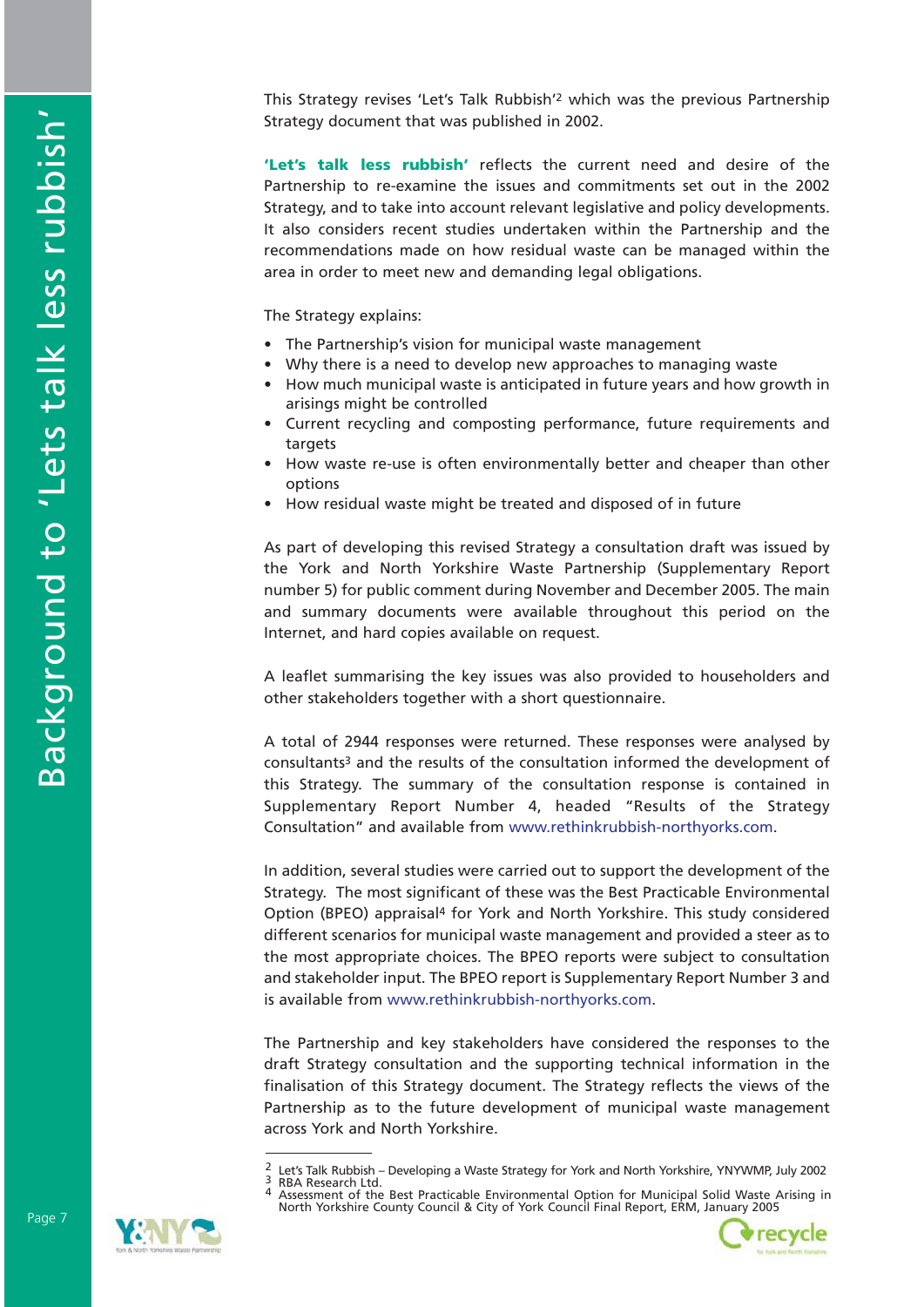This Strategy revises 'Let's Talk Rubbish'[2] which was the previous Partnership Strategy document that was published in 2002.

**'Let's talk less rubbish'** reflects the current need and desire of the Partnership to re-examine the issues and commitments set out in the 2002 Strategy, and to take into account relevant legislative and policy developments. It also considers recent studies undertaken within the Partnership and the recommendations made on how residual waste can be managed within the area in order to meet new and demanding legal obligations.

The Strategy explains:

- The Partnership's vision for municipal waste management
- Why there is a need to develop new approaches to managing waste
- How much municipal waste is anticipated in future years and how growth in arisings might be controlled
- Current recycling and composting performance, future requirements and targets
- How waste re-use is often environmentally better and cheaper than other options
- How residual waste might be treated and disposed of in future

As part of developing this revised Strategy a consultation draft was issued by the York and North Yorkshire Waste Partnership (Supplementary Report number 5) for public comment during November and December 2005. The main and summary documents were available throughout this period on the Internet, and hard copies available on request.

A leaflet summarising the key issues was also provided to householders and other stakeholders together with a short questionnaire.

A total of 2944 responses were returned. These responses were analysed by consultants[3] and the results of the consultation informed the development of this Strategy. The summary of the consultation response is contained in Supplementary Report Number 4, headed "Results of the Strategy Consultation" and available from www.rethinkrubbish-northyorks.com.

In addition, several studies were carried out to support the development of the Strategy. The most significant of these was the Best Practicable Environmental Option (BPEO) appraisal[4] for York and North Yorkshire. This study considered different scenarios for municipal waste management and provided a steer as to the most appropriate choices. The BPEO reports were subject to consultation and stakeholder input. The BPEO report is Supplementary Report Number 3 and is available from www.rethinkrubbish-northyorks.com.

The Partnership and key stakeholders have considered the responses to the draft Strategy consultation and the supporting technical information in the finalisation of this Strategy document. The Strategy reflects the views of the Partnership as to the future development of municipal waste management across York and North Yorkshire.

---

[2] Let's Talk Rubbish – Developing a Waste Strategy for York and North Yorkshire, YNYWMP, July 2002

[3] RBA Research Ltd.

[4] Assessment of the Best Practicable Environmental Option for Municipal Solid Waste Arising in North Yorkshire County Council & City of York Council Final Report, ERM, January 2005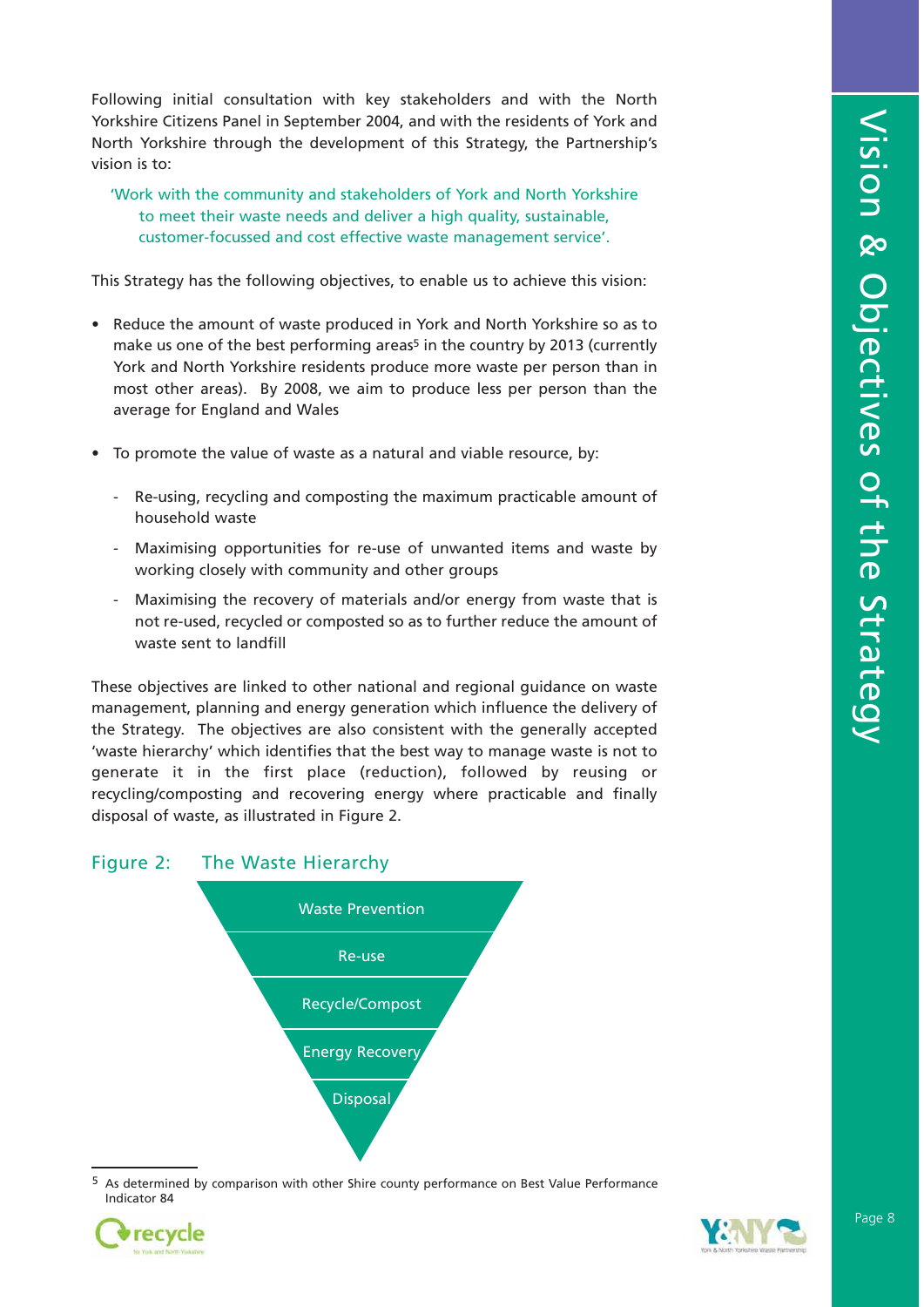Following initial consultation with key stakeholders and with the North Yorkshire Citizens Panel in September 2004, and with the residents of York and North Yorkshire through the development of this Strategy, the Partnership's vision is to:

> 'Work with the community and stakeholders of York and North Yorkshire to meet their waste needs and deliver a high quality, sustainable, customer-focussed and cost effective waste management service'.

This Strategy has the following objectives, to enable us to achieve this vision:

- Reduce the amount of waste produced in York and North Yorkshire so as to make us one of the best performing areas[5] in the country by 2013 (currently York and North Yorkshire residents produce more waste per person than in most other areas). By 2008, we aim to produce less per person than the average for England and Wales
- To promote the value of waste as a natural and viable resource, by:
  - Re-using, recycling and composting the maximum practicable amount of household waste
  - Maximising opportunities for re-use of unwanted items and waste by working closely with community and other groups
  - Maximising the recovery of materials and/or energy from waste that is not re-used, recycled or composted so as to further reduce the amount of waste sent to landfill

These objectives are linked to other national and regional guidance on waste management, planning and energy generation which influence the delivery of the Strategy. The objectives are also consistent with the generally accepted 'waste hierarchy' which identifies that the best way to manage waste is not to generate it in the first place (reduction), followed by reusing or recycling/composting and recovering energy where practicable and finally disposal of waste, as illustrated in Figure 2.

Figure 2: The Waste Hierarchy

- Waste Prevention
- Re-use
- Recycle/Compost
- Energy Recovery
- Disposal

[5] As determined by comparison with other Shire county performance on Best Value Performance Indicator 84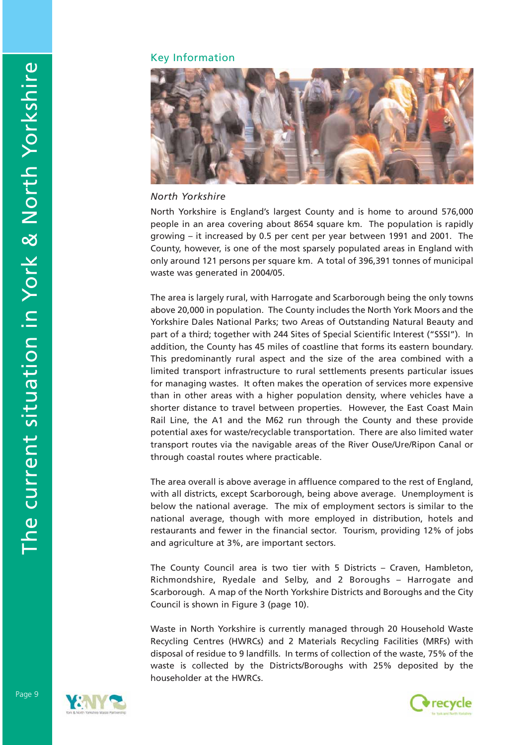## Key Information

*North Yorkshire*

North Yorkshire is England's largest County and is home to around 576,000 people in an area covering about 8654 square km. The population is rapidly growing – it increased by 0.5 per cent per year between 1991 and 2001. The County, however, is one of the most sparsely populated areas in England with only around 121 persons per square km. A total of 396,391 tonnes of municipal waste was generated in 2004/05.

The area is largely rural, with Harrogate and Scarborough being the only towns above 20,000 in population. The County includes the North York Moors and the Yorkshire Dales National Parks; two Areas of Outstanding Natural Beauty and part of a third; together with 244 Sites of Special Scientific Interest ("SSSI"). In addition, the County has 45 miles of coastline that forms its eastern boundary. This predominantly rural aspect and the size of the area combined with a limited transport infrastructure to rural settlements presents particular issues for managing wastes. It often makes the operation of services more expensive than in other areas with a higher population density, where vehicles have a shorter distance to travel between properties. However, the East Coast Main Rail Line, the A1 and the M62 run through the County and these provide potential axes for waste/recyclable transportation. There are also limited water transport routes via the navigable areas of the River Ouse/Ure/Ripon Canal or through coastal routes where practicable.

The area overall is above average in affluence compared to the rest of England, with all districts, except Scarborough, being above average. Unemployment is below the national average. The mix of employment sectors is similar to the national average, though with more employed in distribution, hotels and restaurants and fewer in the financial sector. Tourism, providing 12% of jobs and agriculture at 3%, are important sectors.

The County Council area is two tier with 5 Districts – Craven, Hambleton, Richmondshire, Ryedale and Selby, and 2 Boroughs – Harrogate and Scarborough. A map of the North Yorkshire Districts and Boroughs and the City Council is shown in Figure 3 (page 10).

Waste in North Yorkshire is currently managed through 20 Household Waste Recycling Centres (HWRCs) and 2 Materials Recycling Facilities (MRFs) with disposal of residue to 9 landfills. In terms of collection of the waste, 75% of the waste is collected by the Districts/Boroughs with 25% deposited by the householder at the HWRCs.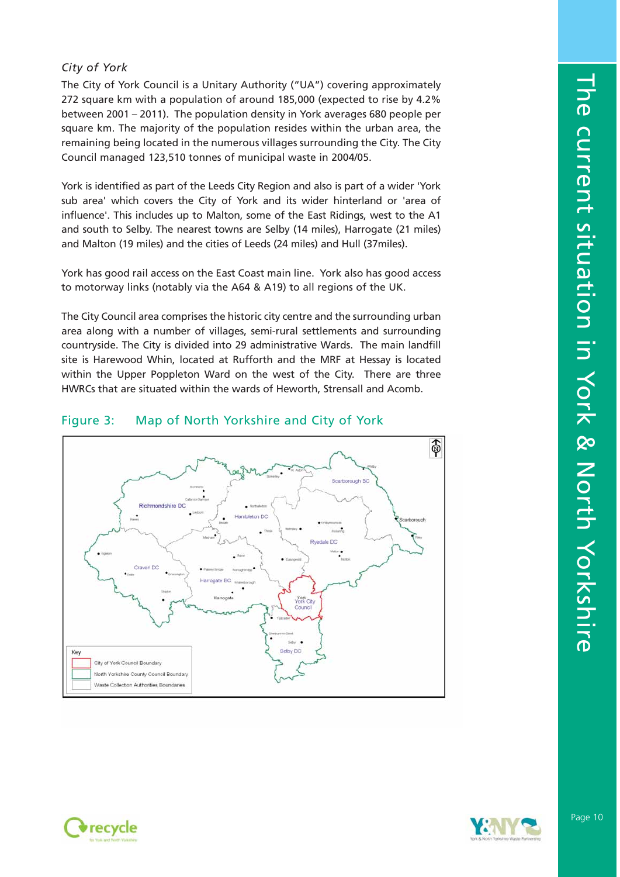*City of York*

The City of York Council is a Unitary Authority ("UA") covering approximately 272 square km with a population of around 185,000 (expected to rise by 4.2% between 2001 – 2011). The population density in York averages 680 people per square km. The majority of the population resides within the urban area, the remaining being located in the numerous villages surrounding the City. The City Council managed 123,510 tonnes of municipal waste in 2004/05.

York is identified as part of the Leeds City Region and also is part of a wider 'York sub area' which covers the City of York and its wider hinterland or 'area of influence'. This includes up to Malton, some of the East Ridings, west to the A1 and south to Selby. The nearest towns are Selby (14 miles), Harrogate (21 miles) and Malton (19 miles) and the cities of Leeds (24 miles) and Hull (37miles).

York has good rail access on the East Coast main line. York also has good access to motorway links (notably via the A64 & A19) to all regions of the UK.

The City Council area comprises the historic city centre and the surrounding urban area along with a number of villages, semi-rural settlements and surrounding countryside. The City is divided into 29 administrative Wards. The main landfill site is Harewood Whin, located at Rufforth and the MRF at Hessay is located within the Upper Poppleton Ward on the west of the City. There are three HWRCs that are situated within the wards of Heworth, Strensall and Acomb.

Figure 3: Map of North Yorkshire and City of York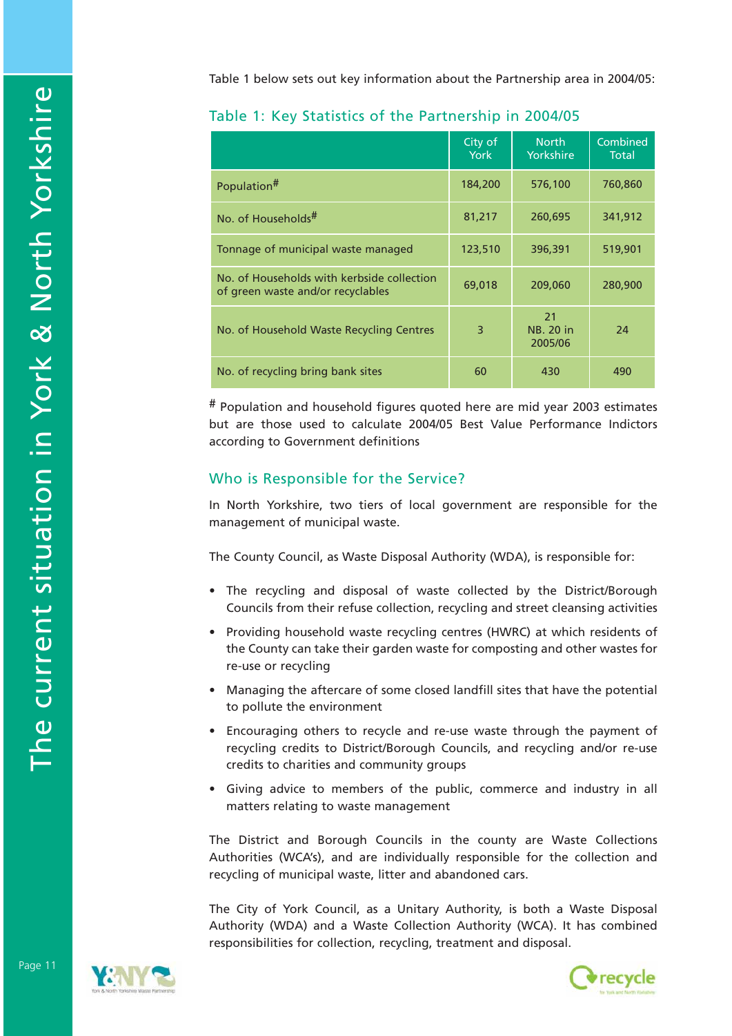Table 1 below sets out key information about the Partnership area in 2004/05:

## Table 1: Key Statistics of the Partnership in 2004/05

| | City of York | North Yorkshire | Combined Total |
|---|---|---|---|
| Population# | 184,200 | 576,100 | 760,860 |
| No. of Households# | 81,217 | 260,695 | 341,912 |
| Tonnage of municipal waste managed | 123,510 | 396,391 | 519,901 |
| No. of Households with kerbside collection of green waste and/or recyclables | 69,018 | 209,060 | 280,900 |
| No. of Household Waste Recycling Centres | 3 | 21 NB. 20 in 2005/06 | 24 |
| No. of recycling bring bank sites | 60 | 430 | 490 |

# Population and household figures quoted here are mid year 2003 estimates but are those used to calculate 2004/05 Best Value Performance Indictors according to Government definitions

## Who is Responsible for the Service?

In North Yorkshire, two tiers of local government are responsible for the management of municipal waste.

The County Council, as Waste Disposal Authority (WDA), is responsible for:

- The recycling and disposal of waste collected by the District/Borough Councils from their refuse collection, recycling and street cleansing activities
- Providing household waste recycling centres (HWRC) at which residents of the County can take their garden waste for composting and other wastes for re-use or recycling
- Managing the aftercare of some closed landfill sites that have the potential to pollute the environment
- Encouraging others to recycle and re-use waste through the payment of recycling credits to District/Borough Councils, and recycling and/or re-use credits to charities and community groups
- Giving advice to members of the public, commerce and industry in all matters relating to waste management

The District and Borough Councils in the county are Waste Collections Authorities (WCA's), and are individually responsible for the collection and recycling of municipal waste, litter and abandoned cars.

The City of York Council, as a Unitary Authority, is both a Waste Disposal Authority (WDA) and a Waste Collection Authority (WCA). It has combined responsibilities for collection, recycling, treatment and disposal.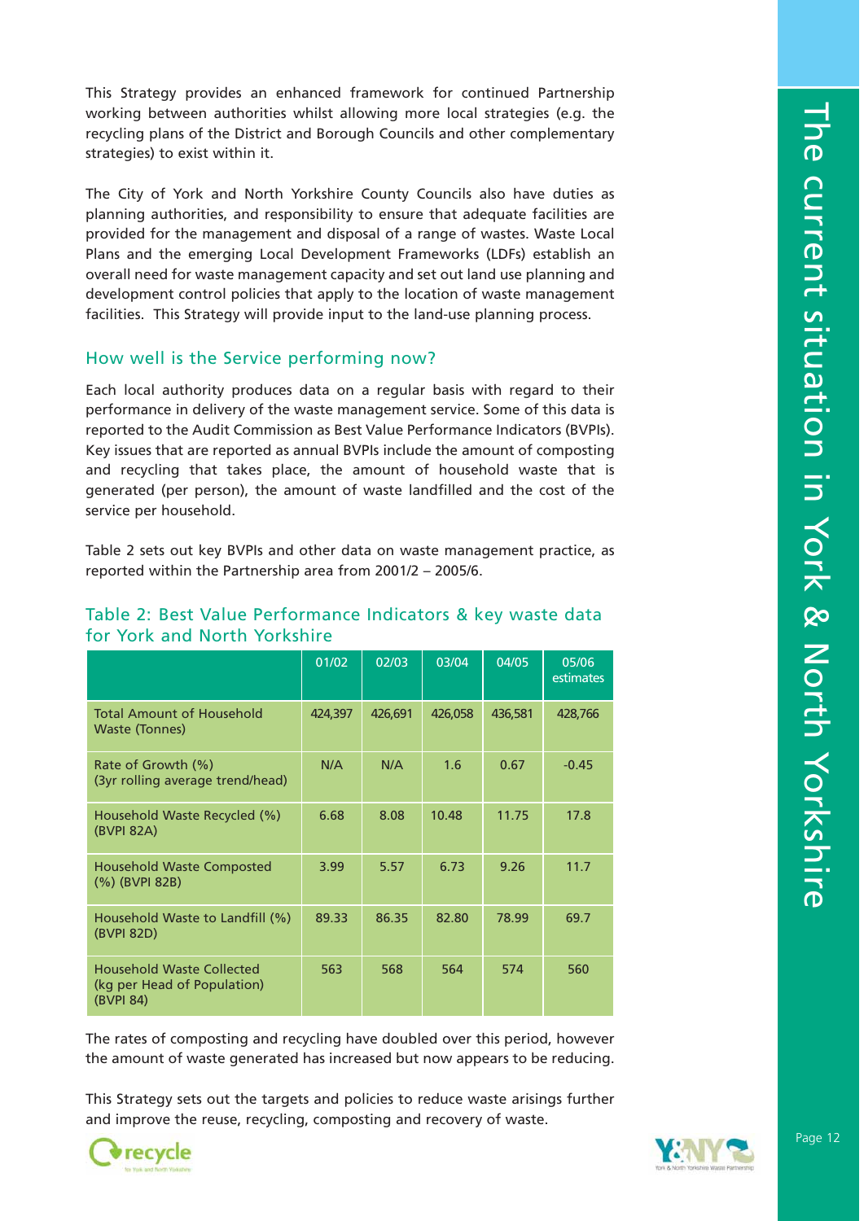This Strategy provides an enhanced framework for continued Partnership working between authorities whilst allowing more local strategies (e.g. the recycling plans of the District and Borough Councils and other complementary strategies) to exist within it.

The City of York and North Yorkshire County Councils also have duties as planning authorities, and responsibility to ensure that adequate facilities are provided for the management and disposal of a range of wastes. Waste Local Plans and the emerging Local Development Frameworks (LDFs) establish an overall need for waste management capacity and set out land use planning and development control policies that apply to the location of waste management facilities. This Strategy will provide input to the land-use planning process.

## How well is the Service performing now?

Each local authority produces data on a regular basis with regard to their performance in delivery of the waste management service. Some of this data is reported to the Audit Commission as Best Value Performance Indicators (BVPIs). Key issues that are reported as annual BVPIs include the amount of composting and recycling that takes place, the amount of household waste that is generated (per person), the amount of waste landfilled and the cost of the service per household.

Table 2 sets out key BVPIs and other data on waste management practice, as reported within the Partnership area from 2001/2 – 2005/6.

### Table 2: Best Value Performance Indicators & key waste data for York and North Yorkshire

| | 01/02 | 02/03 | 03/04 | 04/05 | 05/06 estimates |
|---|---|---|---|---|---|
| Total Amount of Household Waste (Tonnes) | 424,397 | 426,691 | 426,058 | 436,581 | 428,766 |
| Rate of Growth (%) (3yr rolling average trend/head) | N/A | N/A | 1.6 | 0.67 | -0.45 |
| Household Waste Recycled (%) (BVPI 82A) | 6.68 | 8.08 | 10.48 | 11.75 | 17.8 |
| Household Waste Composted (%) (BVPI 82B) | 3.99 | 5.57 | 6.73 | 9.26 | 11.7 |
| Household Waste to Landfill (%) (BVPI 82D) | 89.33 | 86.35 | 82.80 | 78.99 | 69.7 |
| Household Waste Collected (kg per Head of Population) (BVPI 84) | 563 | 568 | 564 | 574 | 560 |

The rates of composting and recycling have doubled over this period, however the amount of waste generated has increased but now appears to be reducing.

This Strategy sets out the targets and policies to reduce waste arisings further and improve the reuse, recycling, composting and recovery of waste.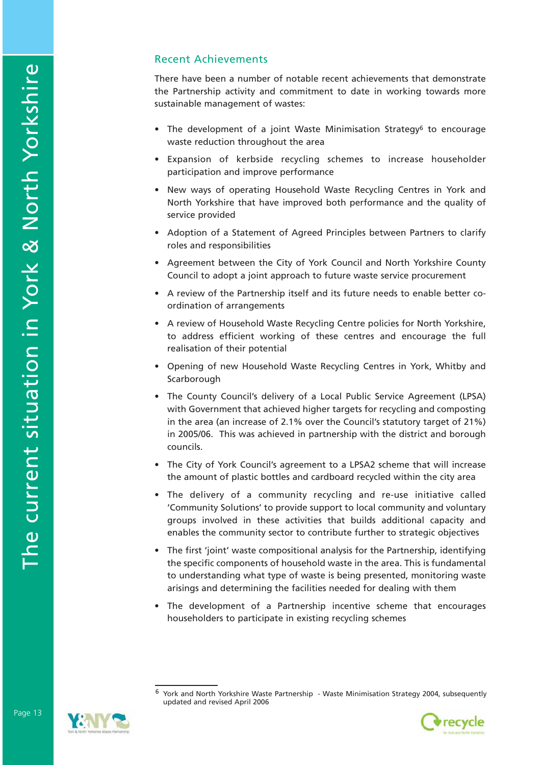## Recent Achievements

There have been a number of notable recent achievements that demonstrate the Partnership activity and commitment to date in working towards more sustainable management of wastes:

- The development of a joint Waste Minimisation Strategy[6] to encourage waste reduction throughout the area
- Expansion of kerbside recycling schemes to increase householder participation and improve performance
- New ways of operating Household Waste Recycling Centres in York and North Yorkshire that have improved both performance and the quality of service provided
- Adoption of a Statement of Agreed Principles between Partners to clarify roles and responsibilities
- Agreement between the City of York Council and North Yorkshire County Council to adopt a joint approach to future waste service procurement
- A review of the Partnership itself and its future needs to enable better co-ordination of arrangements
- A review of Household Waste Recycling Centre policies for North Yorkshire, to address efficient working of these centres and encourage the full realisation of their potential
- Opening of new Household Waste Recycling Centres in York, Whitby and Scarborough
- The County Council's delivery of a Local Public Service Agreement (LPSA) with Government that achieved higher targets for recycling and composting in the area (an increase of 2.1% over the Council's statutory target of 21%) in 2005/06. This was achieved in partnership with the district and borough councils.
- The City of York Council's agreement to a LPSA2 scheme that will increase the amount of plastic bottles and cardboard recycled within the city area
- The delivery of a community recycling and re-use initiative called 'Community Solutions' to provide support to local community and voluntary groups involved in these activities that builds additional capacity and enables the community sector to contribute further to strategic objectives
- The first 'joint' waste compositional analysis for the Partnership, identifying the specific components of household waste in the area. This is fundamental to understanding what type of waste is being presented, monitoring waste arisings and determining the facilities needed for dealing with them
- The development of a Partnership incentive scheme that encourages householders to participate in existing recycling schemes

---

[6] York and North Yorkshire Waste Partnership - Waste Minimisation Strategy 2004, subsequently updated and revised April 2006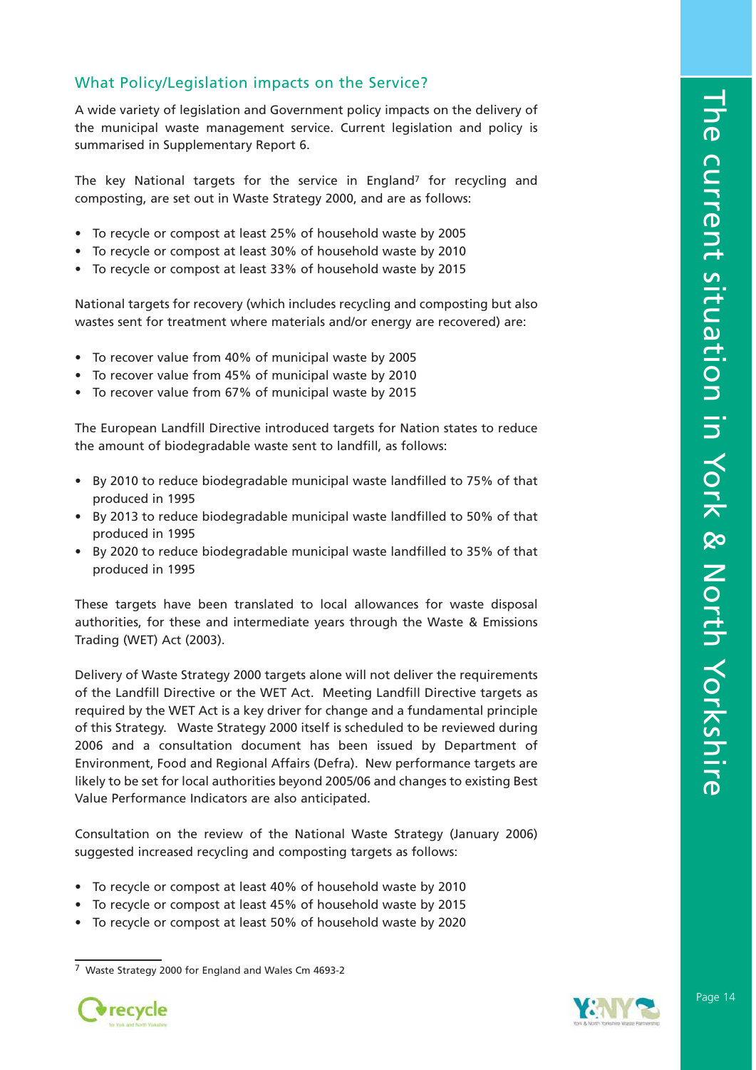## What Policy/Legislation impacts on the Service?

A wide variety of legislation and Government policy impacts on the delivery of the municipal waste management service. Current legislation and policy is summarised in Supplementary Report 6.

The key National targets for the service in England[7] for recycling and composting, are set out in Waste Strategy 2000, and are as follows:

- To recycle or compost at least 25% of household waste by 2005
- To recycle or compost at least 30% of household waste by 2010
- To recycle or compost at least 33% of household waste by 2015

National targets for recovery (which includes recycling and composting but also wastes sent for treatment where materials and/or energy are recovered) are:

- To recover value from 40% of municipal waste by 2005
- To recover value from 45% of municipal waste by 2010
- To recover value from 67% of municipal waste by 2015

The European Landfill Directive introduced targets for Nation states to reduce the amount of biodegradable waste sent to landfill, as follows:

- By 2010 to reduce biodegradable municipal waste landfilled to 75% of that produced in 1995
- By 2013 to reduce biodegradable municipal waste landfilled to 50% of that produced in 1995
- By 2020 to reduce biodegradable municipal waste landfilled to 35% of that produced in 1995

These targets have been translated to local allowances for waste disposal authorities, for these and intermediate years through the Waste & Emissions Trading (WET) Act (2003).

Delivery of Waste Strategy 2000 targets alone will not deliver the requirements of the Landfill Directive or the WET Act. Meeting Landfill Directive targets as required by the WET Act is a key driver for change and a fundamental principle of this Strategy. Waste Strategy 2000 itself is scheduled to be reviewed during 2006 and a consultation document has been issued by Department of Environment, Food and Regional Affairs (Defra). New performance targets are likely to be set for local authorities beyond 2005/06 and changes to existing Best Value Performance Indicators are also anticipated.

Consultation on the review of the National Waste Strategy (January 2006) suggested increased recycling and composting targets as follows:

- To recycle or compost at least 40% of household waste by 2010
- To recycle or compost at least 45% of household waste by 2015
- To recycle or compost at least 50% of household waste by 2020

---

[7] Waste Strategy 2000 for England and Wales Cm 4693-2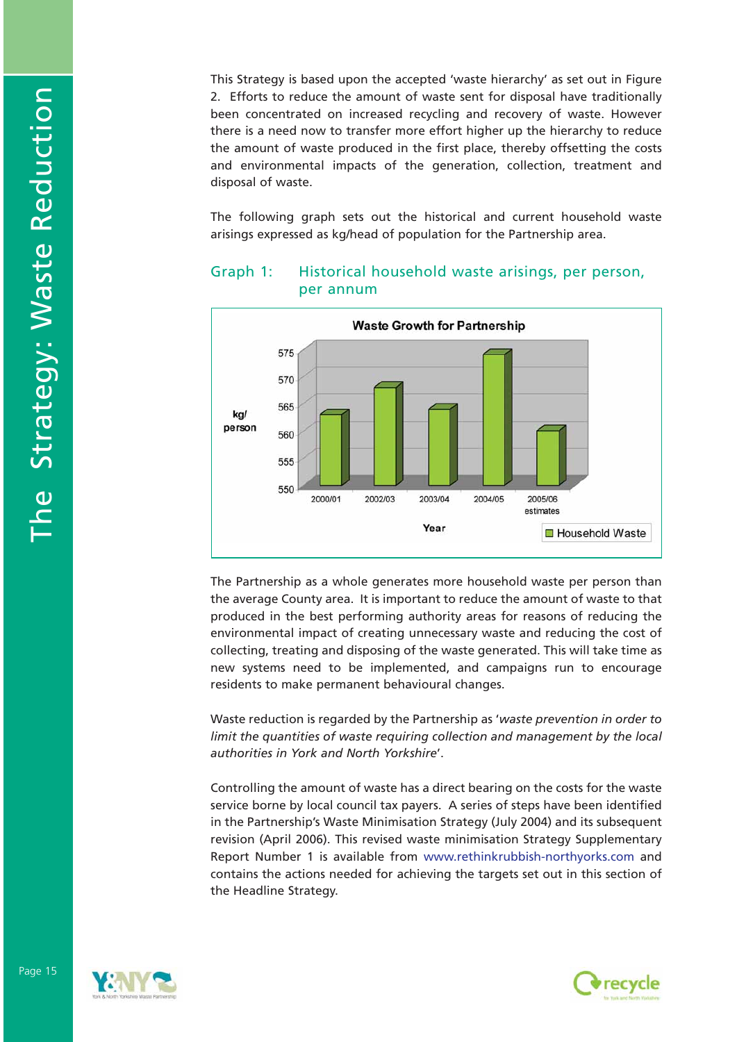This Strategy is based upon the accepted 'waste hierarchy' as set out in Figure 2. Efforts to reduce the amount of waste sent for disposal have traditionally been concentrated on increased recycling and recovery of waste. However there is a need now to transfer more effort higher up the hierarchy to reduce the amount of waste produced in the first place, thereby offsetting the costs and environmental impacts of the generation, collection, treatment and disposal of waste.

The following graph sets out the historical and current household waste arisings expressed as kg/head of population for the Partnership area.

### Graph 1: Historical household waste arisings, per person, per annum

**Waste Growth for Partnership**

| Year | Household Waste (kg/person) |
|---|---|
| 2000/01 | ~563 |
| 2002/03 | ~567 |
| 2003/04 | ~564 |
| 2004/05 | ~574 |
| 2005/06 estimates | ~560 |

The Partnership as a whole generates more household waste per person than the average County area. It is important to reduce the amount of waste to that produced in the best performing authority areas for reasons of reducing the environmental impact of creating unnecessary waste and reducing the cost of collecting, treating and disposing of the waste generated. This will take time as new systems need to be implemented, and campaigns run to encourage residents to make permanent behavioural changes.

Waste reduction is regarded by the Partnership as '*waste prevention in order to limit the quantities of waste requiring collection and management by the local authorities in York and North Yorkshire*'.

Controlling the amount of waste has a direct bearing on the costs for the waste service borne by local council tax payers. A series of steps have been identified in the Partnership's Waste Minimisation Strategy (July 2004) and its subsequent revision (April 2006). This revised waste minimisation Strategy Supplementary Report Number 1 is available from www.rethinkrubbish-northyorks.com and contains the actions needed for achieving the targets set out in this section of the Headline Strategy.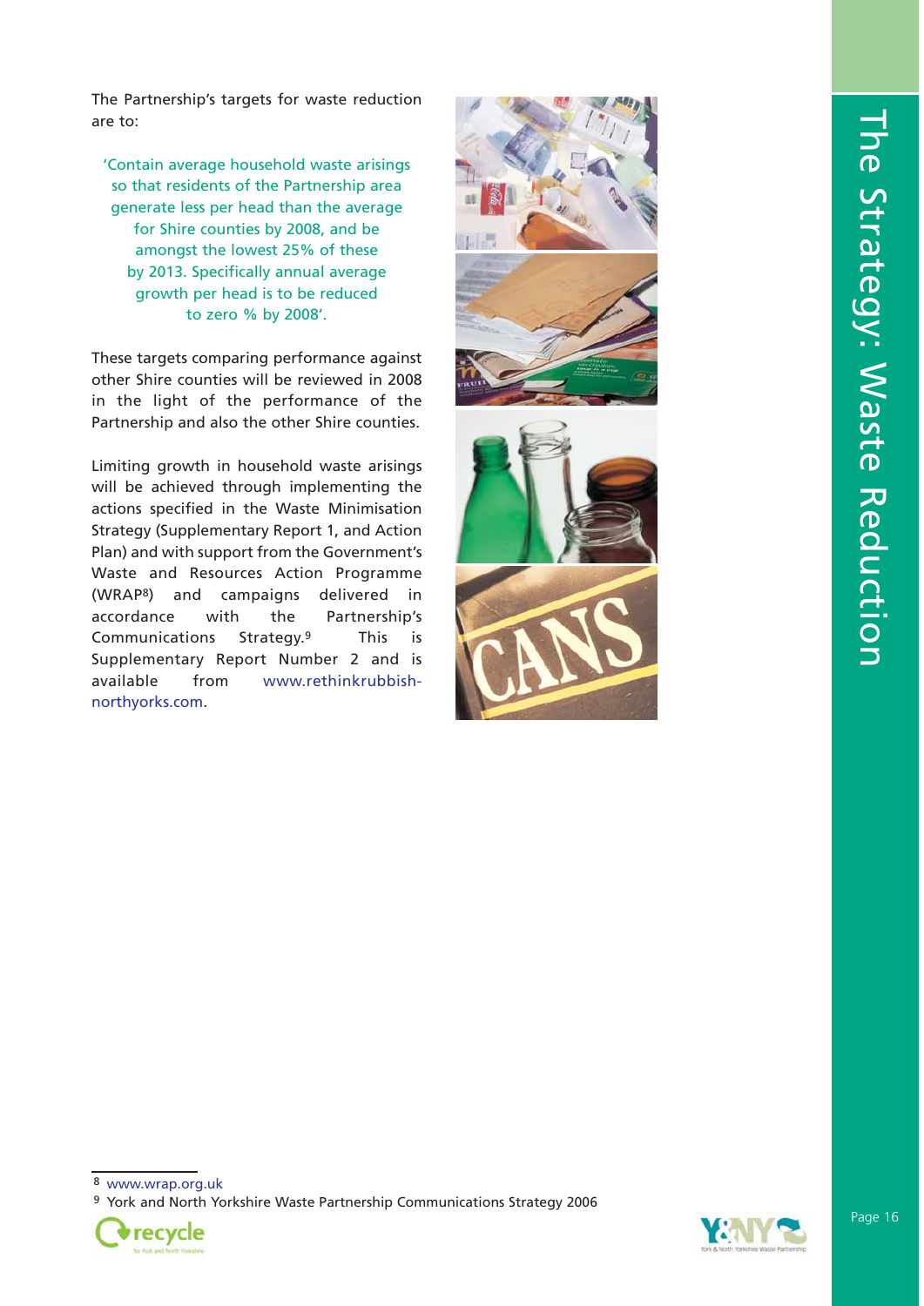The Partnership's targets for waste reduction are to:

'Contain average household waste arisings so that residents of the Partnership area generate less per head than the average for Shire counties by 2008, and be amongst the lowest 25% of these by 2013. Specifically annual average growth per head is to be reduced to zero % by 2008'.

These targets comparing performance against other Shire counties will be reviewed in 2008 in the light of the performance of the Partnership and also the other Shire counties.

Limiting growth in household waste arisings will be achieved through implementing the actions specified in the Waste Minimisation Strategy (Supplementary Report 1, and Action Plan) and with support from the Government's Waste and Resources Action Programme (WRAP[8]) and campaigns delivered in accordance with the Partnership's Communications Strategy.[9] This is Supplementary Report Number 2 and is available from www.rethinkrubbish-northyorks.com.

[8] www.wrap.org.uk

[9] York and North Yorkshire Waste Partnership Communications Strategy 2006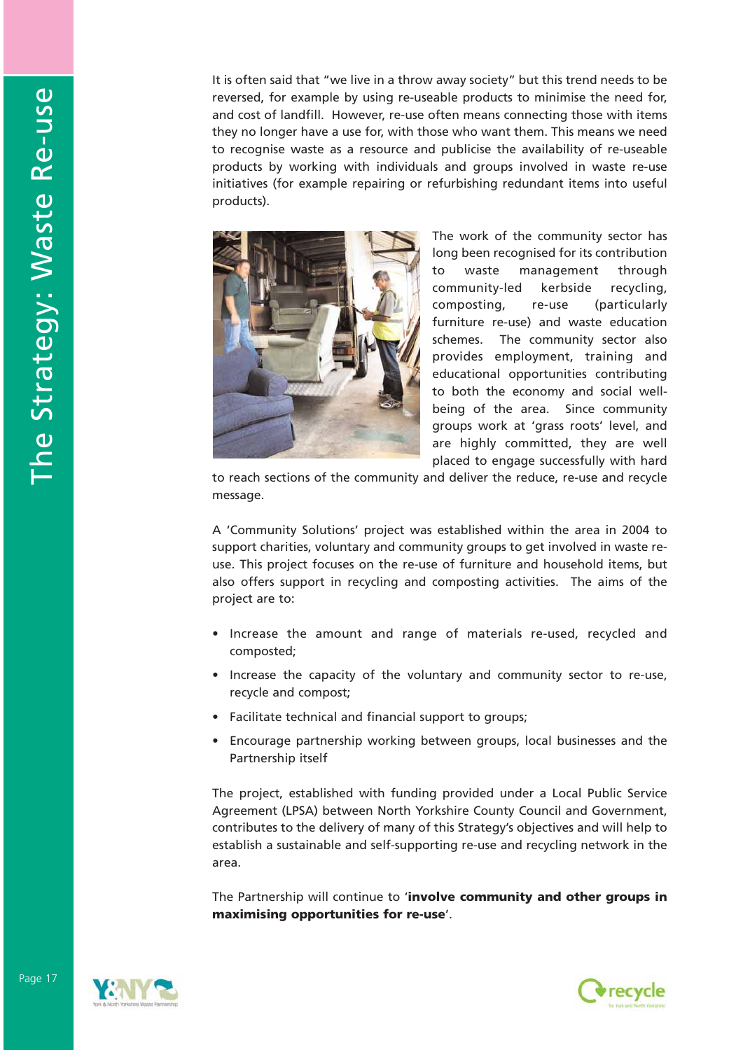It is often said that "we live in a throw away society" but this trend needs to be reversed, for example by using re-useable products to minimise the need for, and cost of landfill. However, re-use often means connecting those with items they no longer have a use for, with those who want them. This means we need to recognise waste as a resource and publicise the availability of re-useable products by working with individuals and groups involved in waste re-use initiatives (for example repairing or refurbishing redundant items into useful products).

The work of the community sector has long been recognised for its contribution to waste management through community-led kerbside recycling, composting, re-use (particularly furniture re-use) and waste education schemes. The community sector also provides employment, training and educational opportunities contributing to both the economy and social well-being of the area. Since community groups work at 'grass roots' level, and are highly committed, they are well placed to engage successfully with hard to reach sections of the community and deliver the reduce, re-use and recycle message.

A 'Community Solutions' project was established within the area in 2004 to support charities, voluntary and community groups to get involved in waste re-use. This project focuses on the re-use of furniture and household items, but also offers support in recycling and composting activities. The aims of the project are to:

- Increase the amount and range of materials re-used, recycled and composted;
- Increase the capacity of the voluntary and community sector to re-use, recycle and compost;
- Facilitate technical and financial support to groups;
- Encourage partnership working between groups, local businesses and the Partnership itself

The project, established with funding provided under a Local Public Service Agreement (LPSA) between North Yorkshire County Council and Government, contributes to the delivery of many of this Strategy's objectives and will help to establish a sustainable and self-supporting re-use and recycling network in the area.

The Partnership will continue to '**involve community and other groups in maximising opportunities for re-use**'.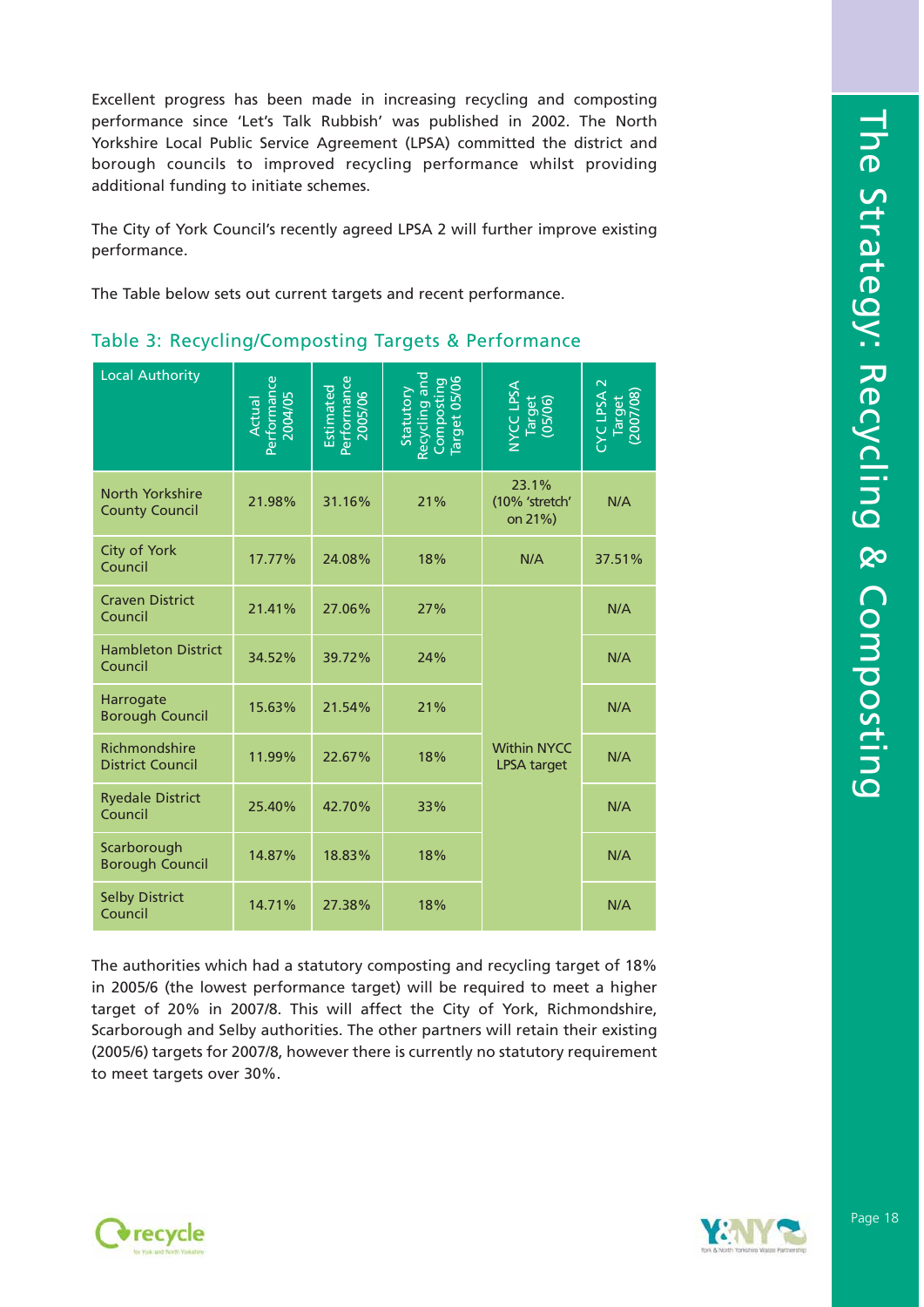Excellent progress has been made in increasing recycling and composting performance since 'Let's Talk Rubbish' was published in 2002. The North Yorkshire Local Public Service Agreement (LPSA) committed the district and borough councils to improved recycling performance whilst providing additional funding to initiate schemes.

The City of York Council's recently agreed LPSA 2 will further improve existing performance.

The Table below sets out current targets and recent performance.

## Table 3: Recycling/Composting Targets & Performance

| Local Authority | Actual Performance 2004/05 | Estimated Performance 2005/06 | Statutory Recycling and Composting Target 05/06 | NYCC LPSA Target (05/06) | CYC LPSA 2 Target (2007/08) |
|---|---|---|---|---|---|
| North Yorkshire County Council | 21.98% | 31.16% | 21% | 23.1% (10% 'stretch' on 21%) | N/A |
| City of York Council | 17.77% | 24.08% | 18% | N/A | 37.51% |
| Craven District Council | 21.41% | 27.06% | 27% | Within NYCC LPSA target | N/A |
| Hambleton District Council | 34.52% | 39.72% | 24% | | N/A |
| Harrogate Borough Council | 15.63% | 21.54% | 21% | | N/A |
| Richmondshire District Council | 11.99% | 22.67% | 18% | | N/A |
| Ryedale District Council | 25.40% | 42.70% | 33% | | N/A |
| Scarborough Borough Council | 14.87% | 18.83% | 18% | | N/A |
| Selby District Council | 14.71% | 27.38% | 18% | | N/A |

The authorities which had a statutory composting and recycling target of 18% in 2005/6 (the lowest performance target) will be required to meet a higher target of 20% in 2007/8. This will affect the City of York, Richmondshire, Scarborough and Selby authorities. The other partners will retain their existing (2005/6) targets for 2007/8, however there is currently no statutory requirement to meet targets over 30%.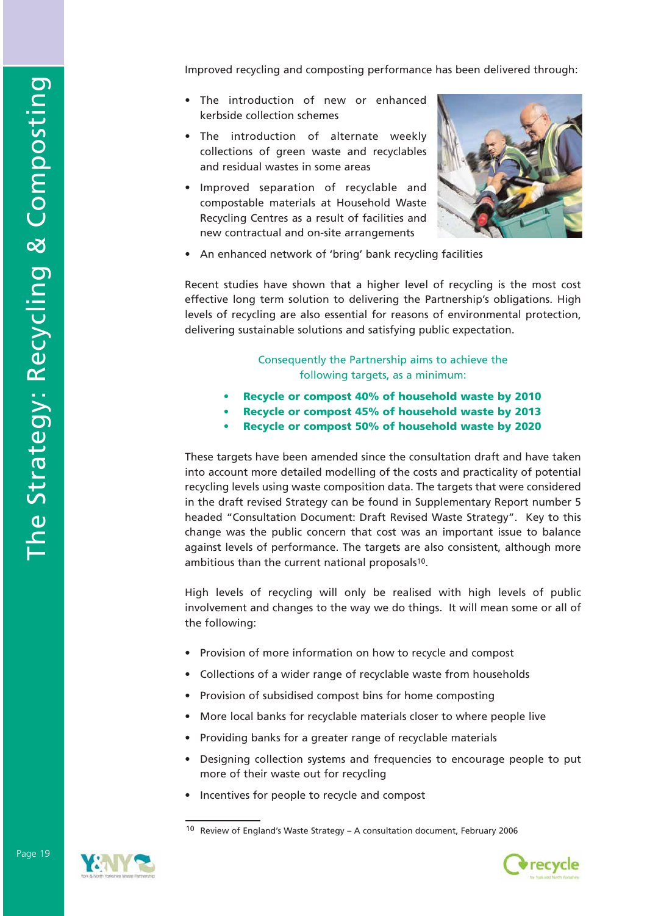Improved recycling and composting performance has been delivered through:

- The introduction of new or enhanced kerbside collection schemes
- The introduction of alternate weekly collections of green waste and recyclables and residual wastes in some areas
- Improved separation of recyclable and compostable materials at Household Waste Recycling Centres as a result of facilities and new contractual and on-site arrangements
- An enhanced network of 'bring' bank recycling facilities

Recent studies have shown that a higher level of recycling is the most cost effective long term solution to delivering the Partnership's obligations. High levels of recycling are also essential for reasons of environmental protection, delivering sustainable solutions and satisfying public expectation.

Consequently the Partnership aims to achieve the following targets, as a minimum:

- **Recycle or compost 40% of household waste by 2010**
- **Recycle or compost 45% of household waste by 2013**
- **Recycle or compost 50% of household waste by 2020**

These targets have been amended since the consultation draft and have taken into account more detailed modelling of the costs and practicality of potential recycling levels using waste composition data. The targets that were considered in the draft revised Strategy can be found in Supplementary Report number 5 headed "Consultation Document: Draft Revised Waste Strategy". Key to this change was the public concern that cost was an important issue to balance against levels of performance. The targets are also consistent, although more ambitious than the current national proposals[10].

High levels of recycling will only be realised with high levels of public involvement and changes to the way we do things. It will mean some or all of the following:

- Provision of more information on how to recycle and compost
- Collections of a wider range of recyclable waste from households
- Provision of subsidised compost bins for home composting
- More local banks for recyclable materials closer to where people live
- Providing banks for a greater range of recyclable materials
- Designing collection systems and frequencies to encourage people to put more of their waste out for recycling
- Incentives for people to recycle and compost

[10] Review of England's Waste Strategy – A consultation document, February 2006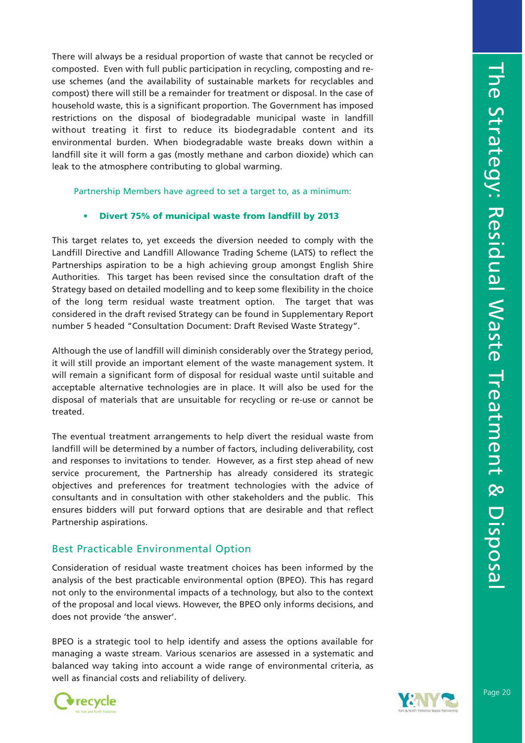There will always be a residual proportion of waste that cannot be recycled or composted. Even with full public participation in recycling, composting and re-use schemes (and the availability of sustainable markets for recyclables and compost) there will still be a remainder for treatment or disposal. In the case of household waste, this is a significant proportion. The Government has imposed restrictions on the disposal of biodegradable municipal waste in landfill without treating it first to reduce its biodegradable content and its environmental burden. When biodegradable waste breaks down within a landfill site it will form a gas (mostly methane and carbon dioxide) which can leak to the atmosphere contributing to global warming.

Partnership Members have agreed to set a target to, as a minimum:

- **Divert 75% of municipal waste from landfill by 2013**

This target relates to, yet exceeds the diversion needed to comply with the Landfill Directive and Landfill Allowance Trading Scheme (LATS) to reflect the Partnerships aspiration to be a high achieving group amongst English Shire Authorities. This target has been revised since the consultation draft of the Strategy based on detailed modelling and to keep some flexibility in the choice of the long term residual waste treatment option. The target that was considered in the draft revised Strategy can be found in Supplementary Report number 5 headed "Consultation Document: Draft Revised Waste Strategy".

Although the use of landfill will diminish considerably over the Strategy period, it will still provide an important element of the waste management system. It will remain a significant form of disposal for residual waste until suitable and acceptable alternative technologies are in place. It will also be used for the disposal of materials that are unsuitable for recycling or re-use or cannot be treated.

The eventual treatment arrangements to help divert the residual waste from landfill will be determined by a number of factors, including deliverability, cost and responses to invitations to tender. However, as a first step ahead of new service procurement, the Partnership has already considered its strategic objectives and preferences for treatment technologies with the advice of consultants and in consultation with other stakeholders and the public. This ensures bidders will put forward options that are desirable and that reflect Partnership aspirations.

## Best Practicable Environmental Option

Consideration of residual waste treatment choices has been informed by the analysis of the best practicable environmental option (BPEO). This has regard not only to the environmental impacts of a technology, but also to the context of the proposal and local views. However, the BPEO only informs decisions, and does not provide 'the answer'.

BPEO is a strategic tool to help identify and assess the options available for managing a waste stream. Various scenarios are assessed in a systematic and balanced way taking into account a wide range of environmental criteria, as well as financial costs and reliability of delivery.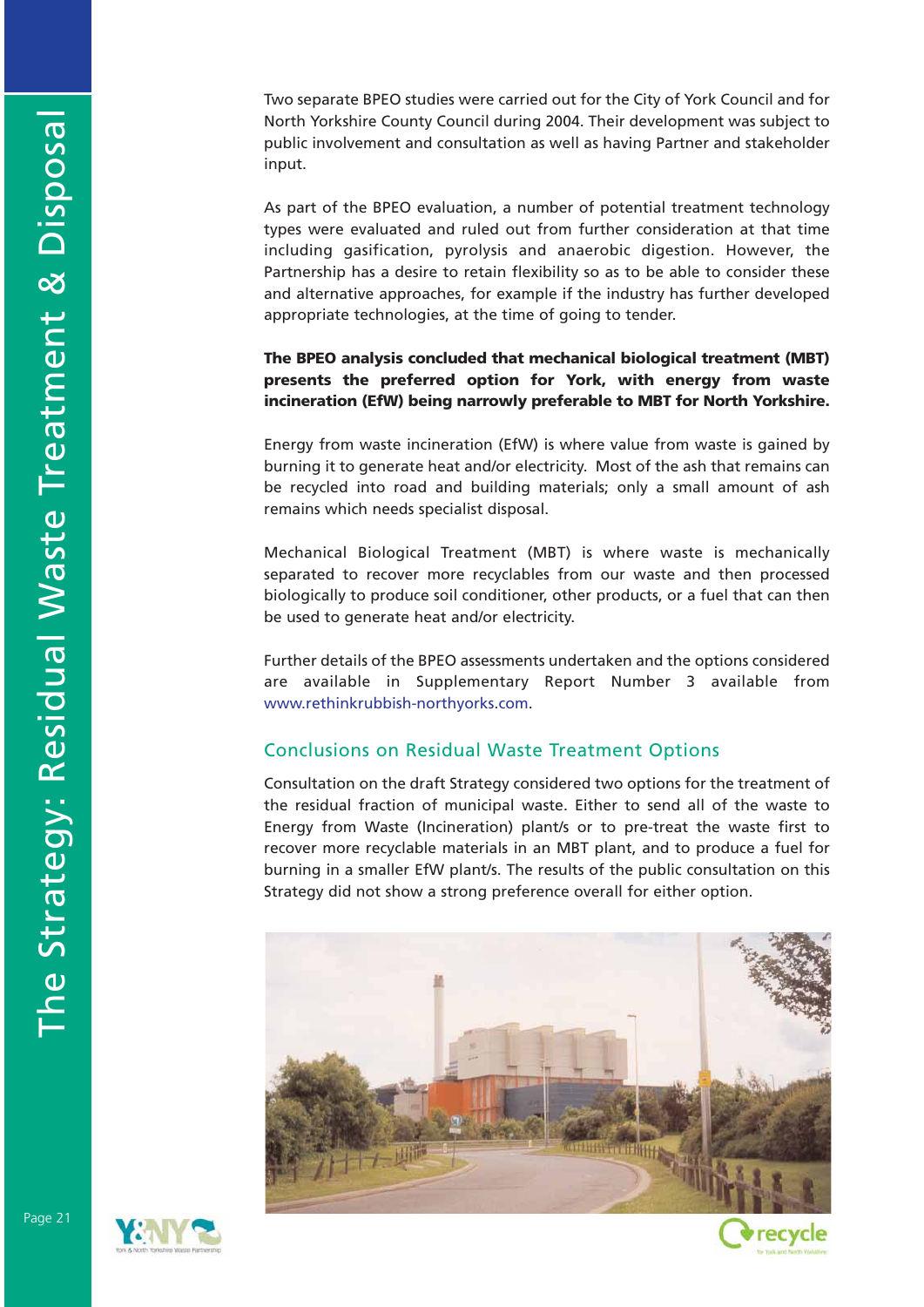Two separate BPEO studies were carried out for the City of York Council and for North Yorkshire County Council during 2004. Their development was subject to public involvement and consultation as well as having Partner and stakeholder input.

As part of the BPEO evaluation, a number of potential treatment technology types were evaluated and ruled out from further consideration at that time including gasification, pyrolysis and anaerobic digestion. However, the Partnership has a desire to retain flexibility so as to be able to consider these and alternative approaches, for example if the industry has further developed appropriate technologies, at the time of going to tender.

**The BPEO analysis concluded that mechanical biological treatment (MBT) presents the preferred option for York, with energy from waste incineration (EfW) being narrowly preferable to MBT for North Yorkshire.**

Energy from waste incineration (EfW) is where value from waste is gained by burning it to generate heat and/or electricity. Most of the ash that remains can be recycled into road and building materials; only a small amount of ash remains which needs specialist disposal.

Mechanical Biological Treatment (MBT) is where waste is mechanically separated to recover more recyclables from our waste and then processed biologically to produce soil conditioner, other products, or a fuel that can then be used to generate heat and/or electricity.

Further details of the BPEO assessments undertaken and the options considered are available in Supplementary Report Number 3 available from www.rethinkrubbish-northyorks.com.

## Conclusions on Residual Waste Treatment Options

Consultation on the draft Strategy considered two options for the treatment of the residual fraction of municipal waste. Either to send all of the waste to Energy from Waste (Incineration) plant/s or to pre-treat the waste first to recover more recyclable materials in an MBT plant, and to produce a fuel for burning in a smaller EfW plant/s. The results of the public consultation on this Strategy did not show a strong preference overall for either option.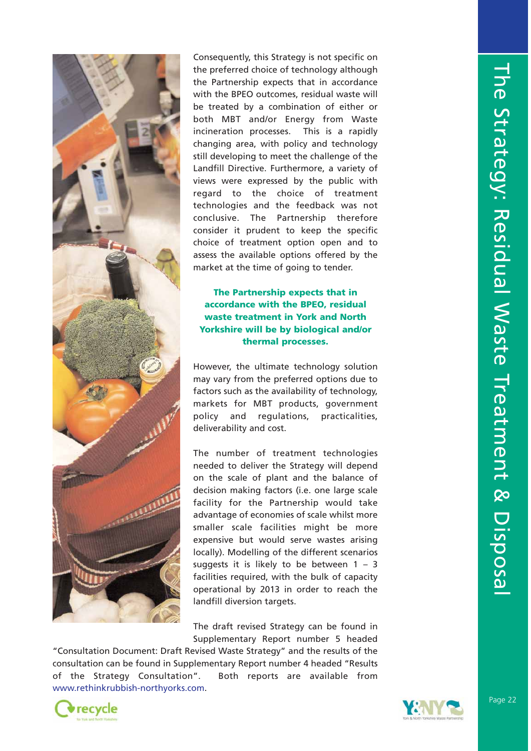Consequently, this Strategy is not specific on the preferred choice of technology although the Partnership expects that in accordance with the BPEO outcomes, residual waste will be treated by a combination of either or both MBT and/or Energy from Waste incineration processes. This is a rapidly changing area, with policy and technology still developing to meet the challenge of the Landfill Directive. Furthermore, a variety of views were expressed by the public with regard to the choice of treatment technologies and the feedback was not conclusive. The Partnership therefore consider it prudent to keep the specific choice of treatment option open and to assess the available options offered by the market at the time of going to tender.

**The Partnership expects that in accordance with the BPEO, residual waste treatment in York and North Yorkshire will be by biological and/or thermal processes.**

However, the ultimate technology solution may vary from the preferred options due to factors such as the availability of technology, markets for MBT products, government policy and regulations, practicalities, deliverability and cost.

The number of treatment technologies needed to deliver the Strategy will depend on the scale of plant and the balance of decision making factors (i.e. one large scale facility for the Partnership would take advantage of economies of scale whilst more smaller scale facilities might be more expensive but would serve wastes arising locally). Modelling of the different scenarios suggests it is likely to be between 1 – 3 facilities required, with the bulk of capacity operational by 2013 in order to reach the landfill diversion targets.

The draft revised Strategy can be found in Supplementary Report number 5 headed "Consultation Document: Draft Revised Waste Strategy" and the results of the consultation can be found in Supplementary Report number 4 headed "Results of the Strategy Consultation". Both reports are available from www.rethinkrubbish-northyorks.com.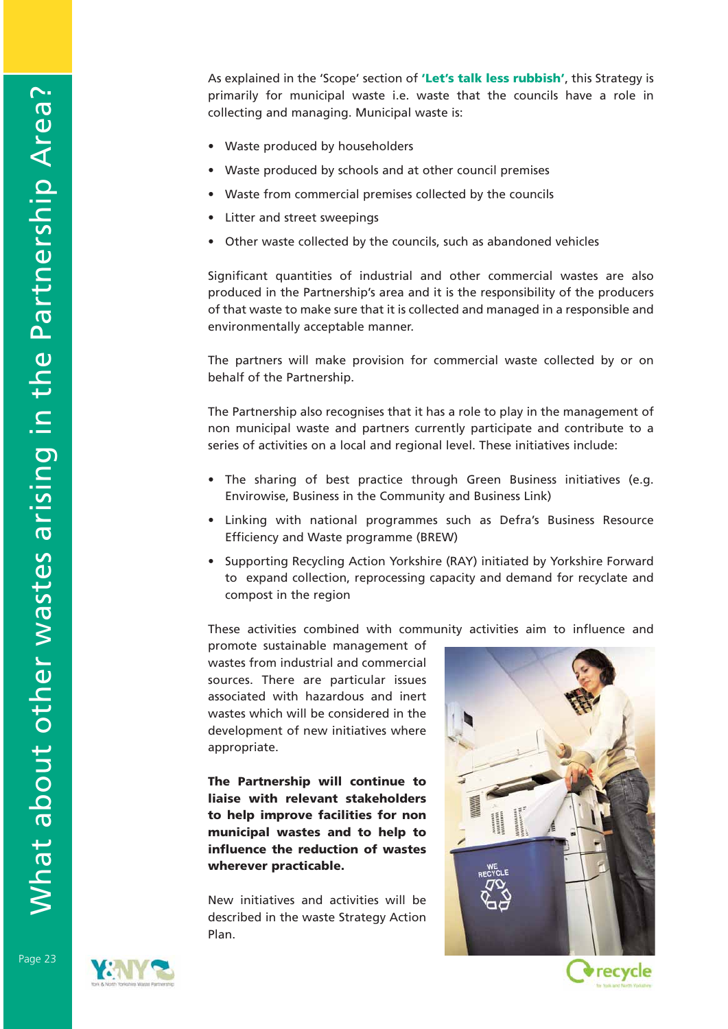# What about other wastes arising in the Partnership Area?

As explained in the 'Scope' section of **'Let's talk less rubbish'**, this Strategy is primarily for municipal waste i.e. waste that the councils have a role in collecting and managing. Municipal waste is:

- Waste produced by householders
- Waste produced by schools and at other council premises
- Waste from commercial premises collected by the councils
- Litter and street sweepings
- Other waste collected by the councils, such as abandoned vehicles

Significant quantities of industrial and other commercial wastes are also produced in the Partnership's area and it is the responsibility of the producers of that waste to make sure that it is collected and managed in a responsible and environmentally acceptable manner.

The partners will make provision for commercial waste collected by or on behalf of the Partnership.

The Partnership also recognises that it has a role to play in the management of non municipal waste and partners currently participate and contribute to a series of activities on a local and regional level. These initiatives include:

- The sharing of best practice through Green Business initiatives (e.g. Envirowise, Business in the Community and Business Link)
- Linking with national programmes such as Defra's Business Resource Efficiency and Waste programme (BREW)
- Supporting Recycling Action Yorkshire (RAY) initiated by Yorkshire Forward to expand collection, reprocessing capacity and demand for recyclate and compost in the region

These activities combined with community activities aim to influence and promote sustainable management of wastes from industrial and commercial sources. There are particular issues associated with hazardous and inert wastes which will be considered in the development of new initiatives where appropriate.

**The Partnership will continue to liaise with relevant stakeholders to help improve facilities for non municipal wastes and to help to influence the reduction of wastes wherever practicable.**

New initiatives and activities will be described in the waste Strategy Action Plan.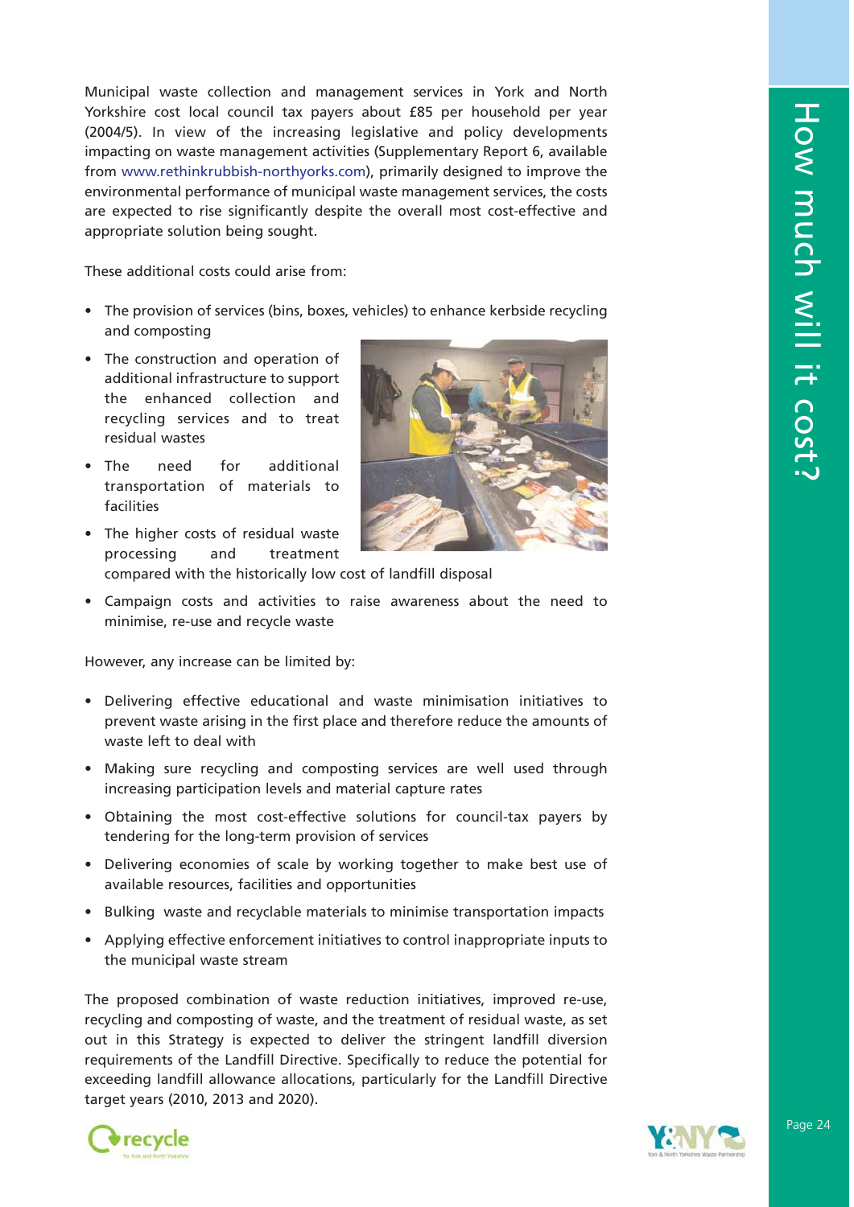# How much will it cost?

Municipal waste collection and management services in York and North Yorkshire cost local council tax payers about £85 per household per year (2004/5). In view of the increasing legislative and policy developments impacting on waste management activities (Supplementary Report 6, available from www.rethinkrubbish-northyorks.com), primarily designed to improve the environmental performance of municipal waste management services, the costs are expected to rise significantly despite the overall most cost-effective and appropriate solution being sought.

These additional costs could arise from:

- The provision of services (bins, boxes, vehicles) to enhance kerbside recycling and composting
- The construction and operation of additional infrastructure to support the enhanced collection and recycling services and to treat residual wastes
- The need for additional transportation of materials to facilities
- The higher costs of residual waste processing and treatment compared with the historically low cost of landfill disposal
- Campaign costs and activities to raise awareness about the need to minimise, re-use and recycle waste

However, any increase can be limited by:

- Delivering effective educational and waste minimisation initiatives to prevent waste arising in the first place and therefore reduce the amounts of waste left to deal with
- Making sure recycling and composting services are well used through increasing participation levels and material capture rates
- Obtaining the most cost-effective solutions for council-tax payers by tendering for the long-term provision of services
- Delivering economies of scale by working together to make best use of available resources, facilities and opportunities
- Bulking waste and recyclable materials to minimise transportation impacts
- Applying effective enforcement initiatives to control inappropriate inputs to the municipal waste stream

The proposed combination of waste reduction initiatives, improved re-use, recycling and composting of waste, and the treatment of residual waste, as set out in this Strategy is expected to deliver the stringent landfill diversion requirements of the Landfill Directive. Specifically to reduce the potential for exceeding landfill allowance allocations, particularly for the Landfill Directive target years (2010, 2013 and 2020).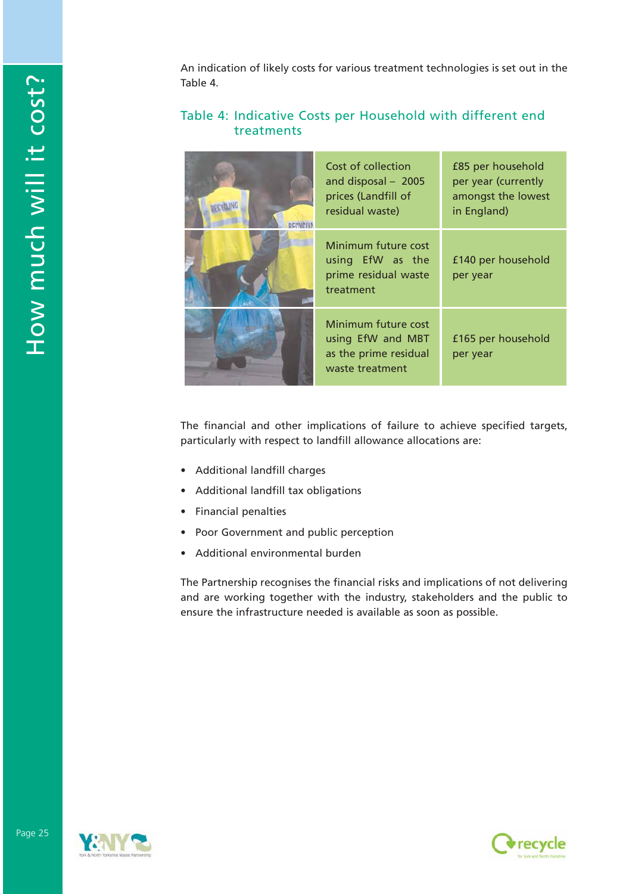An indication of likely costs for various treatment technologies is set out in the Table 4.

### Table 4: Indicative Costs per Household with different end treatments

| Treatment | Cost |
|---|---|
| Cost of collection and disposal – 2005 prices (Landfill of residual waste) | £85 per household per year (currently amongst the lowest in England) |
| Minimum future cost using EfW as the prime residual waste treatment | £140 per household per year |
| Minimum future cost using EfW and MBT as the prime residual waste treatment | £165 per household per year |

The financial and other implications of failure to achieve specified targets, particularly with respect to landfill allowance allocations are:

- Additional landfill charges
- Additional landfill tax obligations
- Financial penalties
- Poor Government and public perception
- Additional environmental burden

The Partnership recognises the financial risks and implications of not delivering and are working together with the industry, stakeholders and the public to ensure the infrastructure needed is available as soon as possible.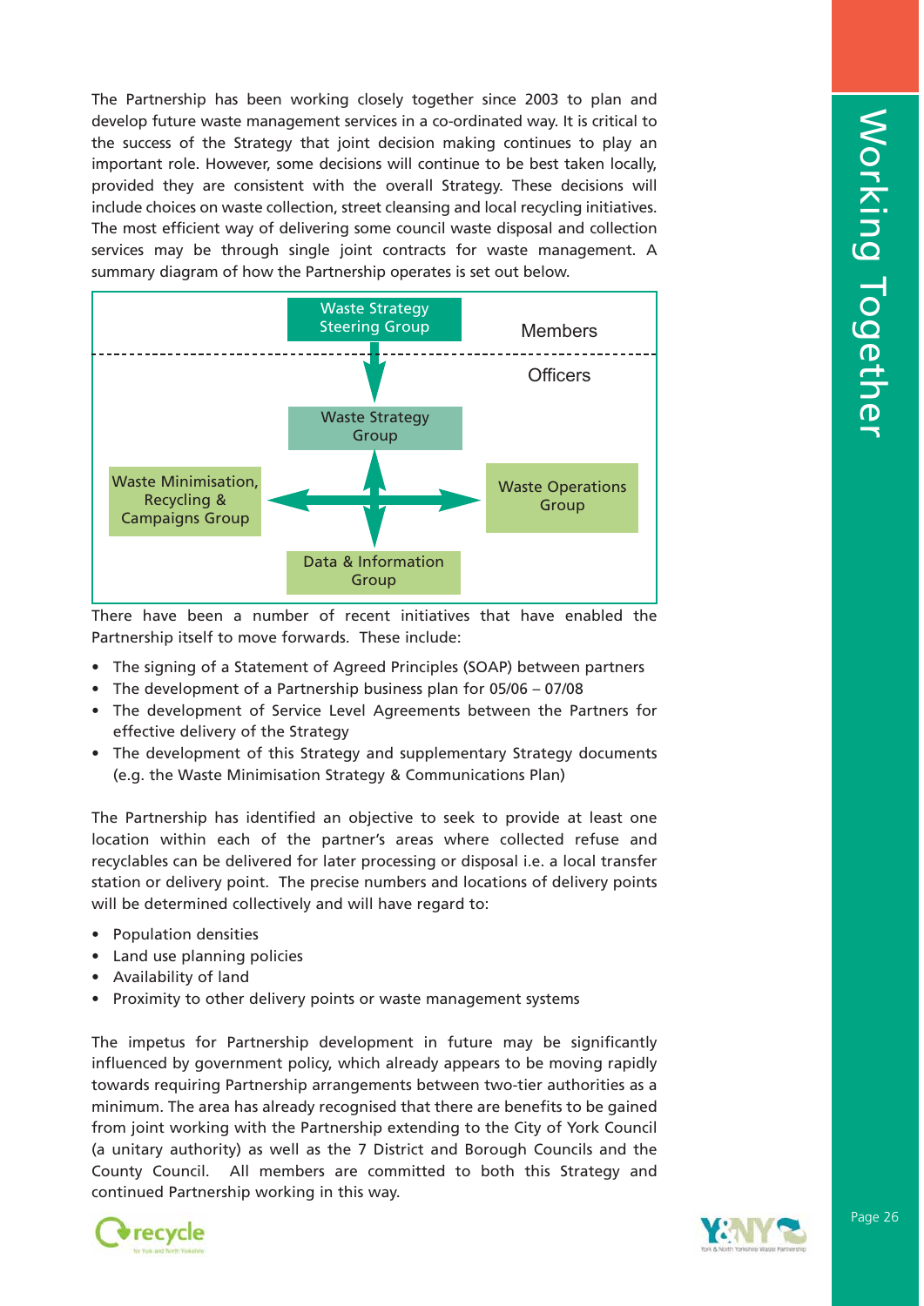The Partnership has been working closely together since 2003 to plan and develop future waste management services in a co-ordinated way. It is critical to the success of the Strategy that joint decision making continues to play an important role. However, some decisions will continue to be best taken locally, provided they are consistent with the overall Strategy. These decisions will include choices on waste collection, street cleansing and local recycling initiatives. The most efficient way of delivering some council waste disposal and collection services may be through single joint contracts for waste management. A summary diagram of how the Partnership operates is set out below.

Waste Strategy Steering Group

Members

Officers

Waste Strategy Group

Waste Minimisation, Recycling & Campaigns Group

Waste Operations Group

Data & Information Group

There have been a number of recent initiatives that have enabled the Partnership itself to move forwards. These include:

- The signing of a Statement of Agreed Principles (SOAP) between partners
- The development of a Partnership business plan for 05/06 – 07/08
- The development of Service Level Agreements between the Partners for effective delivery of the Strategy
- The development of this Strategy and supplementary Strategy documents (e.g. the Waste Minimisation Strategy & Communications Plan)

The Partnership has identified an objective to seek to provide at least one location within each of the partner's areas where collected refuse and recyclables can be delivered for later processing or disposal i.e. a local transfer station or delivery point. The precise numbers and locations of delivery points will be determined collectively and will have regard to:

- Population densities
- Land use planning policies
- Availability of land
- Proximity to other delivery points or waste management systems

The impetus for Partnership development in future may be significantly influenced by government policy, which already appears to be moving rapidly towards requiring Partnership arrangements between two-tier authorities as a minimum. The area has already recognised that there are benefits to be gained from joint working with the Partnership extending to the City of York Council (a unitary authority) as well as the 7 District and Borough Councils and the County Council. All members are committed to both this Strategy and continued Partnership working in this way.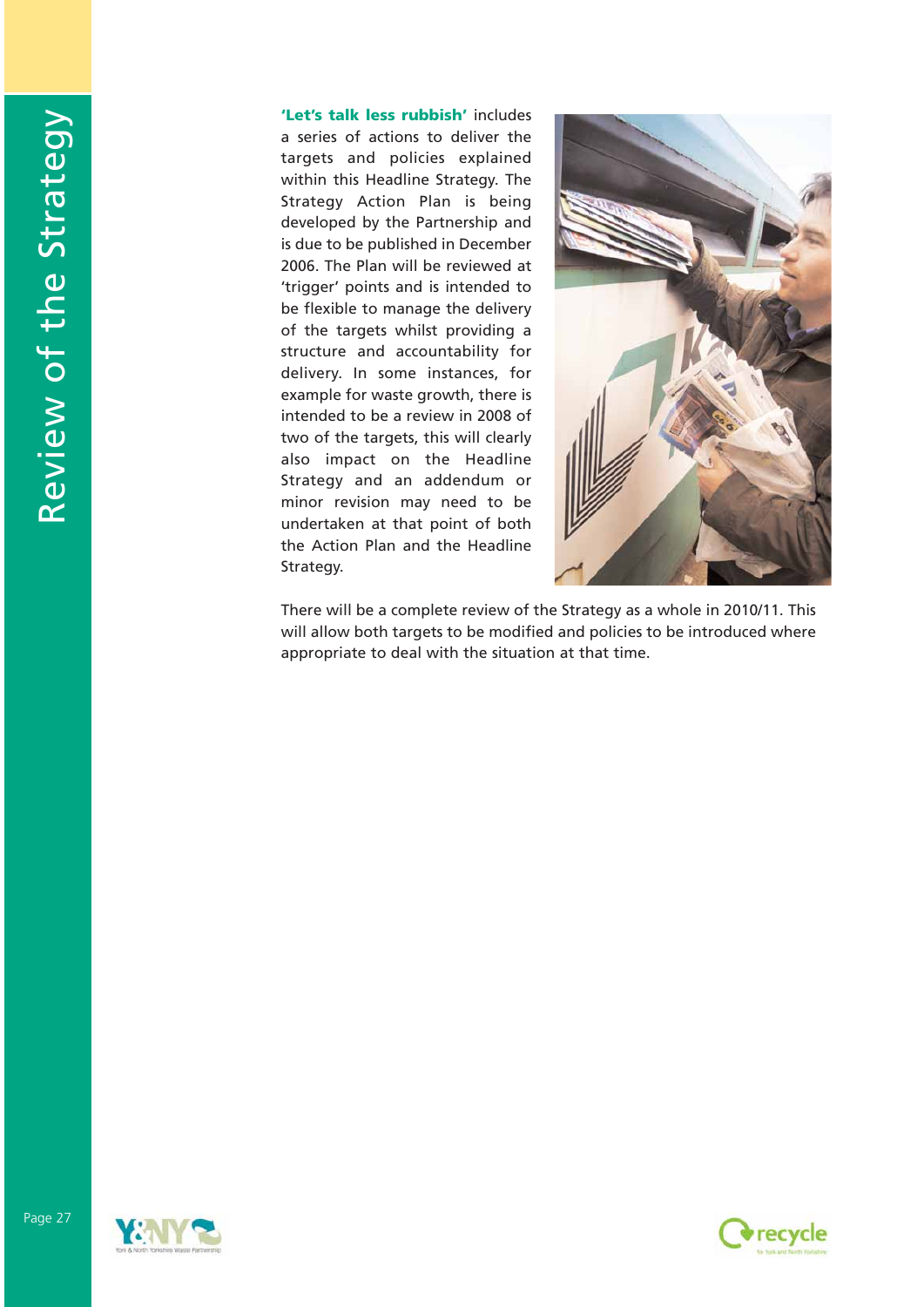# Review of the Strategy

**'Let's talk less rubbish'** includes a series of actions to deliver the targets and policies explained within this Headline Strategy. The Strategy Action Plan is being developed by the Partnership and is due to be published in December 2006. The Plan will be reviewed at 'trigger' points and is intended to be flexible to manage the delivery of the targets whilst providing a structure and accountability for delivery. In some instances, for example for waste growth, there is intended to be a review in 2008 of two of the targets, this will clearly also impact on the Headline Strategy and an addendum or minor revision may need to be undertaken at that point of both the Action Plan and the Headline Strategy.

There will be a complete review of the Strategy as a whole in 2010/11. This will allow both targets to be modified and policies to be introduced where appropriate to deal with the situation at that time.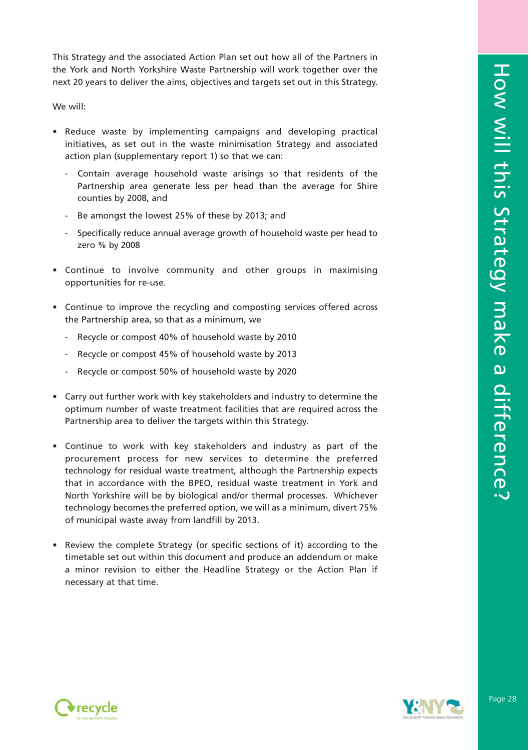# How will this Strategy make a difference?

This Strategy and the associated Action Plan set out how all of the Partners in the York and North Yorkshire Waste Partnership will work together over the next 20 years to deliver the aims, objectives and targets set out in this Strategy.

We will:

- Reduce waste by implementing campaigns and developing practical initiatives, as set out in the waste minimisation Strategy and associated action plan (supplementary report 1) so that we can:
  - Contain average household waste arisings so that residents of the Partnership area generate less per head than the average for Shire counties by 2008, and
  - Be amongst the lowest 25% of these by 2013; and
  - Specifically reduce annual average growth of household waste per head to zero % by 2008
- Continue to involve community and other groups in maximising opportunities for re-use.
- Continue to improve the recycling and composting services offered across the Partnership area, so that as a minimum, we
  - Recycle or compost 40% of household waste by 2010
  - Recycle or compost 45% of household waste by 2013
  - Recycle or compost 50% of household waste by 2020
- Carry out further work with key stakeholders and industry to determine the optimum number of waste treatment facilities that are required across the Partnership area to deliver the targets within this Strategy.
- Continue to work with key stakeholders and industry as part of the procurement process for new services to determine the preferred technology for residual waste treatment, although the Partnership expects that in accordance with the BPEO, residual waste treatment in York and North Yorkshire will be by biological and/or thermal processes. Whichever technology becomes the preferred option, we will as a minimum, divert 75% of municipal waste away from landfill by 2013.
- Review the complete Strategy (or specific sections of it) according to the timetable set out within this document and produce an addendum or make a minor revision to either the Headline Strategy or the Action Plan if necessary at that time.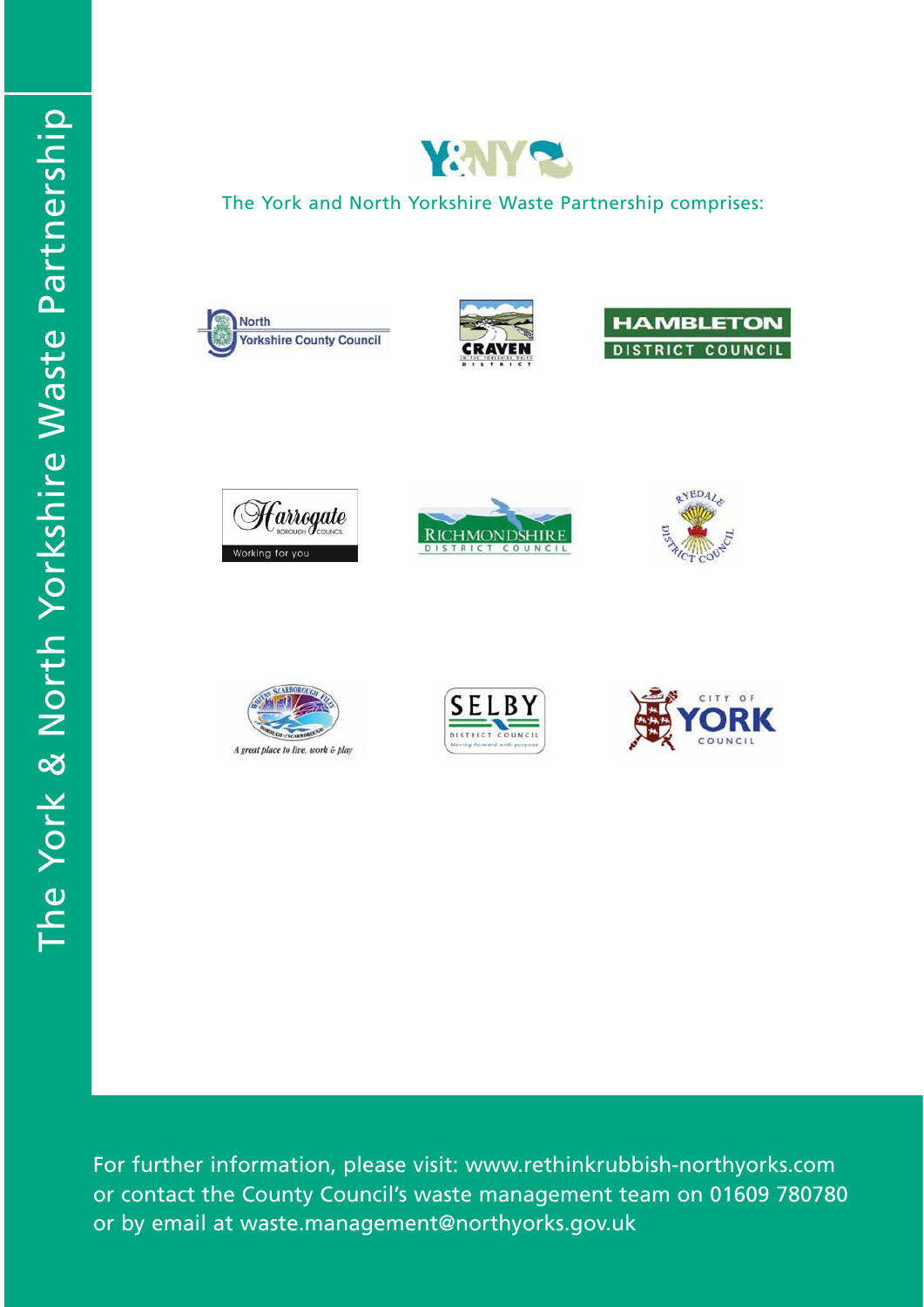The York & North Yorkshire Waste Partnership

The York and North Yorkshire Waste Partnership comprises:

North Yorkshire County Council

Craven District

Hambleton District Council

Harrogate Borough Council — Working for you

Richmondshire District Council

Ryedale District Council

Borough of Scarborough — A great place to live, work & play

Selby District Council — Moving forward with purpose

City of York Council

For further information, please visit: www.rethinkrubbish-northyorks.com or contact the County Council's waste management team on 01609 780780 or by email at waste.management@northyorks.gov.uk